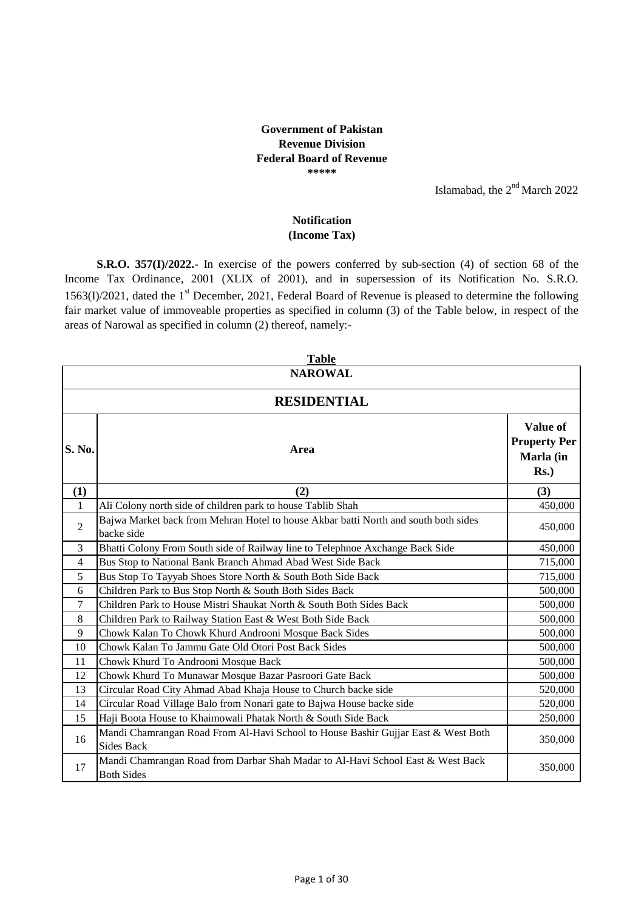**Government of Pakistan**
**Revenue Division**
**Federal Board of Revenue**
**\*\*\*\*\***

Islamabad, the 2nd March 2022

**Notification**
**(Income Tax)**

**S.R.O. 357(I)/2022.-** In exercise of the powers conferred by sub-section (4) of section 68 of the Income Tax Ordinance, 2001 (XLIX of 2001), and in supersession of its Notification No. S.R.O. 1563(I)/2021, dated the 1st December, 2021, Federal Board of Revenue is pleased to determine the following fair market value of immoveable properties as specified in column (3) of the Table below, in respect of the areas of Narowal as specified in column (2) thereof, namely:-

**Table**

| NAROWAL | | |
|---|---|---|
| **RESIDENTIAL** | | |
| **S. No.** | **Area** | **Value of Property Per Marla (in Rs.)** |
| **(1)** | **(2)** | **(3)** |
| 1 | Ali Colony north side of children park to house Tablib Shah | 450,000 |
| 2 | Bajwa Market back from Mehran Hotel to house Akbar batti North and south both sides backe side | 450,000 |
| 3 | Bhatti Colony From South side of Railway line to Telephnoe Axchange Back Side | 450,000 |
| 4 | Bus Stop to National Bank Branch Ahmad Abad West Side Back | 715,000 |
| 5 | Bus Stop To Tayyab Shoes Store North & South Both Side Back | 715,000 |
| 6 | Children Park to Bus Stop North & South Both Sides Back | 500,000 |
| 7 | Children Park to House Mistri Shaukat North & South Both Sides Back | 500,000 |
| 8 | Children Park to Railway Station East & West Both Side Back | 500,000 |
| 9 | Chowk Kalan To Chowk Khurd Androoni Mosque Back Sides | 500,000 |
| 10 | Chowk Kalan To Jammu Gate Old Otori Post Back Sides | 500,000 |
| 11 | Chowk Khurd To Androoni Mosque Back | 500,000 |
| 12 | Chowk Khurd To Munawar Mosque Bazar Pasroori Gate Back | 500,000 |
| 13 | Circular Road City Ahmad Abad Khaja House to Church backe side | 520,000 |
| 14 | Circular Road Village Balo from Nonari gate to Bajwa House backe side | 520,000 |
| 15 | Haji Boota House to Khaimowali Phatak North & South Side Back | 250,000 |
| 16 | Mandi Chamrangan Road From Al-Havi School to House Bashir Gujjar East & West Both Sides Back | 350,000 |
| 17 | Mandi Chamrangan Road from Darbar Shah Madar to Al-Havi School East & West Back Both Sides | 350,000 |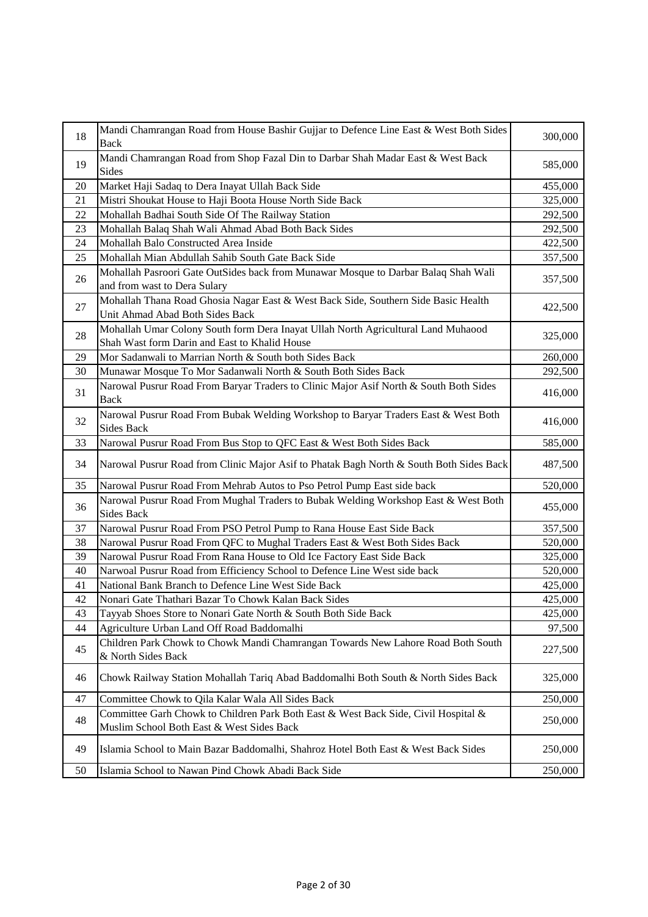| 18 | Mandi Chamrangan Road from House Bashir Gujjar to Defence Line East & West Both Sides Back | 300,000 |
|---|---|---|
| 19 | Mandi Chamrangan Road from Shop Fazal Din to Darbar Shah Madar East & West Back Sides | 585,000 |
| 20 | Market Haji Sadaq to Dera Inayat Ullah Back Side | 455,000 |
| 21 | Mistri Shoukat House to Haji Boota House North Side Back | 325,000 |
| 22 | Mohallah Badhai South Side Of The Railway Station | 292,500 |
| 23 | Mohallah Balaq Shah Wali Ahmad Abad Both Back Sides | 292,500 |
| 24 | Mohallah Balo Constructed Area Inside | 422,500 |
| 25 | Mohallah Mian Abdullah Sahib South Gate Back Side | 357,500 |
| 26 | Mohallah Pasroori Gate OutSides back from Munawar Mosque to Darbar Balaq Shah Wali and from wast to Dera Sulary | 357,500 |
| 27 | Mohallah Thana Road Ghosia Nagar East & West Back Side, Southern Side Basic Health Unit Ahmad Abad Both Sides Back | 422,500 |
| 28 | Mohallah Umar Colony South form Dera Inayat Ullah North Agricultural Land Muhaood Shah Wast form Darin and East to Khalid House | 325,000 |
| 29 | Mor Sadanwali to Marrian North & South both Sides Back | 260,000 |
| 30 | Munawar Mosque To Mor Sadanwali North & South Both Sides Back | 292,500 |
| 31 | Narowal Pusrur Road From Baryar Traders to Clinic Major Asif North & South Both Sides Back | 416,000 |
| 32 | Narowal Pusrur Road From Bubak Welding Workshop to Baryar Traders East & West Both Sides Back | 416,000 |
| 33 | Narowal Pusrur Road From Bus Stop to QFC East & West Both Sides Back | 585,000 |
| 34 | Narowal Pusrur Road from Clinic Major Asif to Phatak Bagh North & South Both Sides Back | 487,500 |
| 35 | Narowal Pusrur Road From Mehrab Autos to Pso Petrol Pump East side back | 520,000 |
| 36 | Narowal Pusrur Road From Mughal Traders to Bubak Welding Workshop East & West Both Sides Back | 455,000 |
| 37 | Narowal Pusrur Road From PSO Petrol Pump to Rana House East Side Back | 357,500 |
| 38 | Narowal Pusrur Road From QFC to Mughal Traders East & West Both Sides Back | 520,000 |
| 39 | Narowal Pusrur Road From Rana House to Old Ice Factory East Side Back | 325,000 |
| 40 | Narwoal Pusrur Road from Efficiency School to Defence Line West side back | 520,000 |
| 41 | National Bank Branch to Defence Line West Side Back | 425,000 |
| 42 | Nonari Gate Thathari Bazar To Chowk Kalan Back Sides | 425,000 |
| 43 | Tayyab Shoes Store to Nonari Gate North & South Both Side Back | 425,000 |
| 44 | Agriculture Urban Land Off Road Baddomalhi | 97,500 |
| 45 | Children Park Chowk to Chowk Mandi Chamrangan Towards New Lahore Road Both South & North Sides Back | 227,500 |
| 46 | Chowk Railway Station Mohallah Tariq Abad Baddomalhi Both South & North Sides Back | 325,000 |
| 47 | Committee Chowk to Qila Kalar Wala All Sides Back | 250,000 |
| 48 | Committee Garh Chowk to Children Park Both East & West Back Side, Civil Hospital & Muslim School Both East & West Sides Back | 250,000 |
| 49 | Islamia School to Main Bazar Baddomalhi, Shahroz Hotel Both East & West Back Sides | 250,000 |
| 50 | Islamia School to Nawan Pind Chowk Abadi Back Side | 250,000 |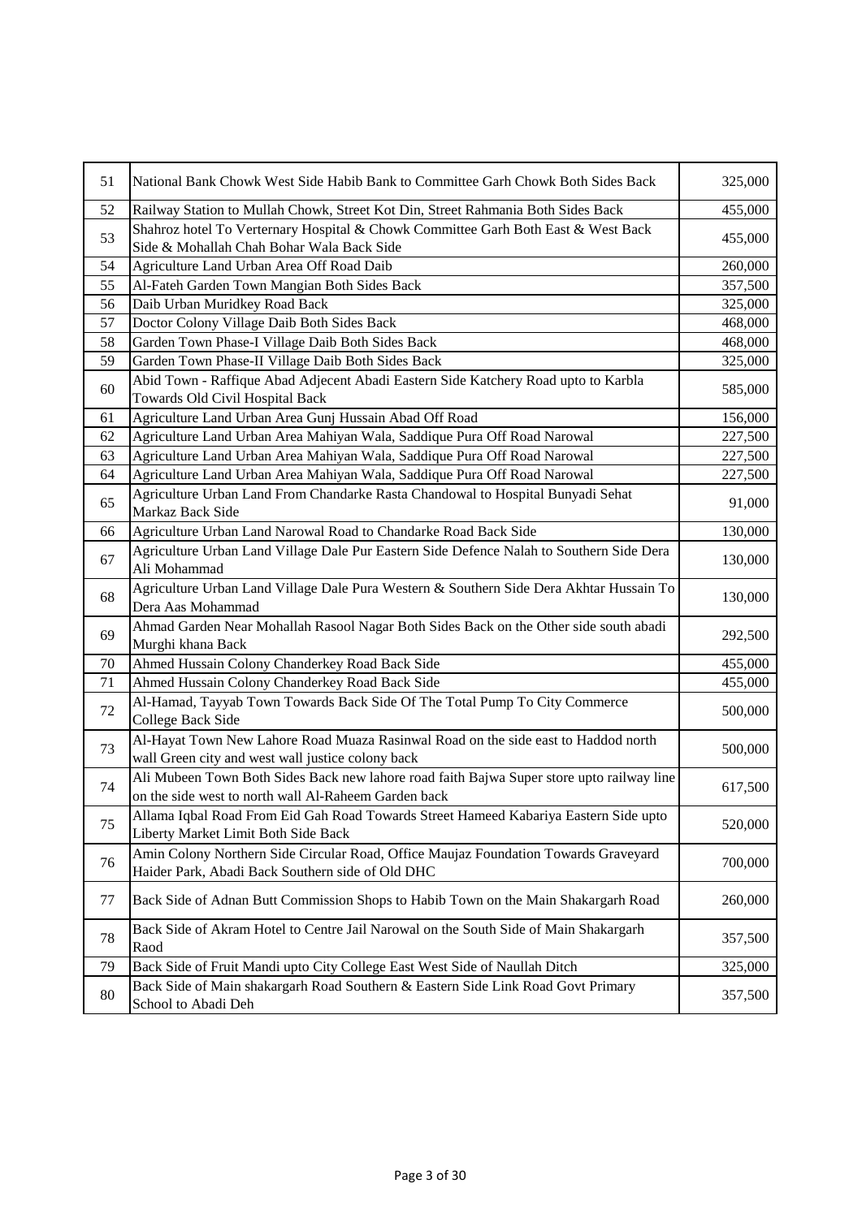| | | |
|---|---|---|
| 51 | National Bank Chowk West Side Habib Bank to Committee Garh Chowk Both Sides Back | 325,000 |
| 52 | Railway Station to Mullah Chowk, Street Kot Din, Street Rahmania Both Sides Back | 455,000 |
| 53 | Shahroz hotel To Verternary Hospital & Chowk Committee Garh Both East & West Back Side & Mohallah Chah Bohar Wala Back Side | 455,000 |
| 54 | Agriculture Land Urban Area Off Road Daib | 260,000 |
| 55 | Al-Fateh Garden Town Mangian Both Sides Back | 357,500 |
| 56 | Daib Urban Muridkey Road Back | 325,000 |
| 57 | Doctor Colony Village Daib Both Sides Back | 468,000 |
| 58 | Garden Town Phase-I Village Daib Both Sides Back | 468,000 |
| 59 | Garden Town Phase-II Village Daib Both Sides Back | 325,000 |
| 60 | Abid Town - Raffique Abad Adjecent Abadi Eastern Side Katchery Road upto to Karbla Towards Old Civil Hospital Back | 585,000 |
| 61 | Agriculture Land Urban Area Gunj Hussain Abad Off Road | 156,000 |
| 62 | Agriculture Land Urban Area Mahiyan Wala, Saddique Pura Off Road Narowal | 227,500 |
| 63 | Agriculture Land Urban Area Mahiyan Wala, Saddique Pura Off Road Narowal | 227,500 |
| 64 | Agriculture Land Urban Area Mahiyan Wala, Saddique Pura Off Road Narowal | 227,500 |
| 65 | Agriculture Urban Land From Chandarke Rasta Chandowal to Hospital Bunyadi Sehat Markaz Back Side | 91,000 |
| 66 | Agriculture Urban Land Narowal Road to Chandarke Road Back Side | 130,000 |
| 67 | Agriculture Urban Land Village Dale Pur Eastern Side Defence Nalah to Southern Side Dera Ali Mohammad | 130,000 |
| 68 | Agriculture Urban Land Village Dale Pura Western & Southern Side Dera Akhtar Hussain To Dera Aas Mohammad | 130,000 |
| 69 | Ahmad Garden Near Mohallah Rasool Nagar Both Sides Back on the Other side south abadi Murghi khana Back | 292,500 |
| 70 | Ahmed Hussain Colony Chanderkey Road Back Side | 455,000 |
| 71 | Ahmed Hussain Colony Chanderkey Road Back Side | 455,000 |
| 72 | Al-Hamad, Tayyab Town Towards Back Side Of The Total Pump To City Commerce College Back Side | 500,000 |
| 73 | Al-Hayat Town New Lahore Road Muaza Rasinwal Road on the side east to Haddod north wall Green city and west wall justice colony back | 500,000 |
| 74 | Ali Mubeen Town Both Sides Back new lahore road faith Bajwa Super store upto railway line on the side west to north wall Al-Raheem Garden back | 617,500 |
| 75 | Allama Iqbal Road From Eid Gah Road Towards Street Hameed Kabariya Eastern Side upto Liberty Market Limit Both Side Back | 520,000 |
| 76 | Amin Colony Northern Side Circular Road, Office Maujaz Foundation Towards Graveyard Haider Park, Abadi Back Southern side of Old DHC | 700,000 |
| 77 | Back Side of Adnan Butt Commission Shops to Habib Town on the Main Shakargarh Road | 260,000 |
| 78 | Back Side of Akram Hotel to Centre Jail Narowal on the South Side of Main Shakargarh Raod | 357,500 |
| 79 | Back Side of Fruit Mandi upto City College East West Side of Naullah Ditch | 325,000 |
| 80 | Back Side of Main shakargarh Road Southern & Eastern Side Link Road Govt Primary School to Abadi Deh | 357,500 |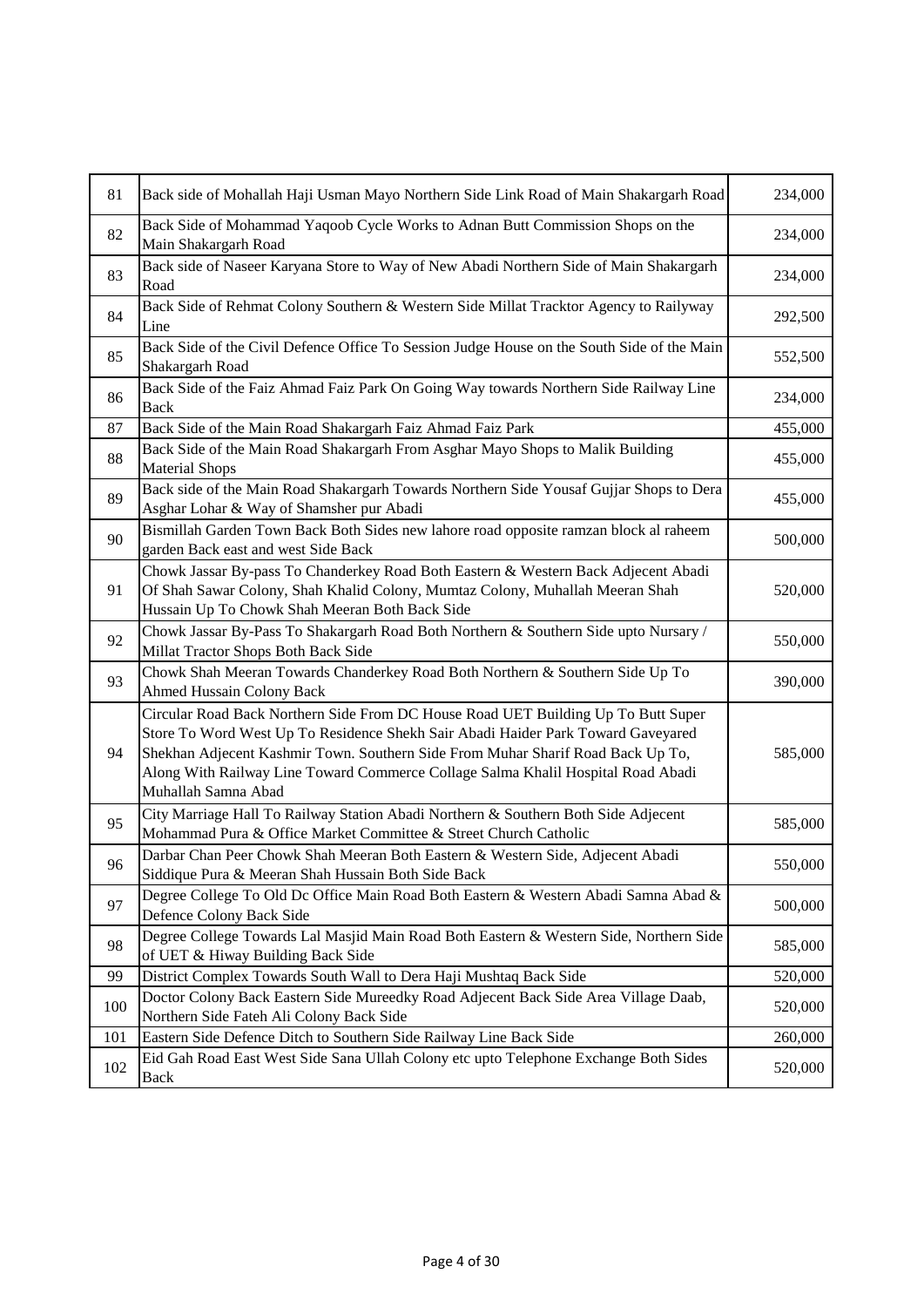| 81 | Back side of Mohallah Haji Usman Mayo Northern Side Link Road of Main Shakargarh Road | 234,000 |
|---|---|---|
| 82 | Back Side of Mohammad Yaqoob Cycle Works to Adnan Butt Commission Shops on the Main Shakargarh Road | 234,000 |
| 83 | Back side of Naseer Karyana Store to Way of New Abadi Northern Side of Main Shakargarh Road | 234,000 |
| 84 | Back Side of Rehmat Colony Southern & Western Side Millat Tracktor Agency to Railyway Line | 292,500 |
| 85 | Back Side of the Civil Defence Office To Session Judge House on the South Side of the Main Shakargarh Road | 552,500 |
| 86 | Back Side of the Faiz Ahmad Faiz Park On Going Way towards Northern Side Railway Line Back | 234,000 |
| 87 | Back Side of the Main Road Shakargarh Faiz Ahmad Faiz Park | 455,000 |
| 88 | Back Side of the Main Road Shakargarh From Asghar Mayo Shops to Malik Building Material Shops | 455,000 |
| 89 | Back side of the Main Road Shakargarh Towards Northern Side Yousaf Gujjar Shops to Dera Asghar Lohar & Way of Shamsher pur Abadi | 455,000 |
| 90 | Bismillah Garden Town Back Both Sides new lahore road opposite ramzan block al raheem garden Back east and west Side Back | 500,000 |
| 91 | Chowk Jassar By-pass To Chanderkey Road Both Eastern & Western Back Adjecent Abadi Of Shah Sawar Colony, Shah Khalid Colony, Mumtaz Colony, Muhallah Meeran Shah Hussain Up To Chowk Shah Meeran Both Back Side | 520,000 |
| 92 | Chowk Jassar By-Pass To Shakargarh Road Both Northern & Southern Side upto Nursary / Millat Tractor Shops Both Back Side | 550,000 |
| 93 | Chowk Shah Meeran Towards Chanderkey Road Both Northern & Southern Side Up To Ahmed Hussain Colony Back | 390,000 |
| 94 | Circular Road Back Northern Side From DC House Road UET Building Up To Butt Super Store To Word West Up To Residence Shekh Sair Abadi Haider Park Toward Gaveyared Shekhan Adjecent Kashmir Town. Southern Side From Muhar Sharif Road Back Up To, Along With Railway Line Toward Commerce Collage Salma Khalil Hospital Road Abadi Muhallah Samna Abad | 585,000 |
| 95 | City Marriage Hall To Railway Station Abadi Northern & Southern Both Side Adjecent Mohammad Pura & Office Market Committee & Street Church Catholic | 585,000 |
| 96 | Darbar Chan Peer Chowk Shah Meeran Both Eastern & Western Side, Adjecent Abadi Siddique Pura & Meeran Shah Hussain Both Side Back | 550,000 |
| 97 | Degree College To Old Dc Office Main Road Both Eastern & Western Abadi Samna Abad & Defence Colony Back Side | 500,000 |
| 98 | Degree College Towards Lal Masjid Main Road Both Eastern & Western Side, Northern Side of UET & Hiway Building Back Side | 585,000 |
| 99 | District Complex Towards South Wall to Dera Haji Mushtaq Back Side | 520,000 |
| 100 | Doctor Colony Back Eastern Side Mureedky Road Adjecent Back Side Area Village Daab, Northern Side Fateh Ali Colony Back Side | 520,000 |
| 101 | Eastern Side Defence Ditch to Southern Side Railway Line Back Side | 260,000 |
| 102 | Eid Gah Road East West Side Sana Ullah Colony etc upto Telephone Exchange Both Sides Back | 520,000 |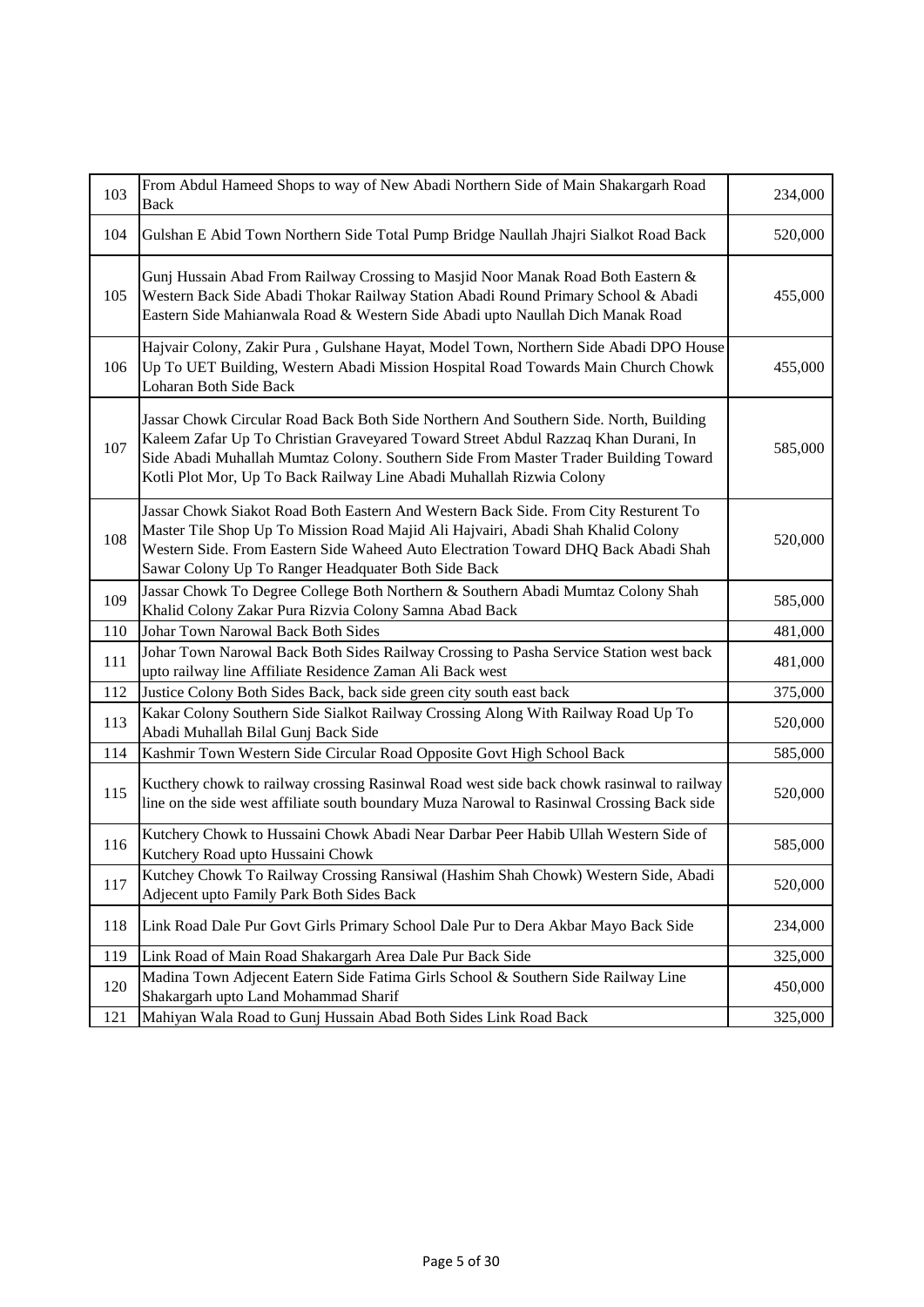| | | |
|---|---|---|
| 103 | From Abdul Hameed Shops to way of New Abadi Northern Side of Main Shakargarh Road Back | 234,000 |
| 104 | Gulshan E Abid Town Northern Side Total Pump Bridge Naullah Jhajri Sialkot Road Back | 520,000 |
| 105 | Gunj Hussain Abad From Railway Crossing to Masjid Noor Manak Road Both Eastern & Western Back Side Abadi Thokar Railway Station Abadi Round Primary School & Abadi Eastern Side Mahianwala Road & Western Side Abadi upto Naullah Dich Manak Road | 455,000 |
| 106 | Hajvair Colony, Zakir Pura , Gulshane Hayat, Model Town, Northern Side Abadi DPO House Up To UET Building, Western Abadi Mission Hospital Road Towards Main Church Chowk Loharan Both Side Back | 455,000 |
| 107 | Jassar Chowk Circular Road Back Both Side Northern And Southern Side. North, Building Kaleem Zafar Up To Christian Graveyared Toward Street Abdul Razzaq Khan Durani, In Side Abadi Muhallah Mumtaz Colony. Southern Side From Master Trader Building Toward Kotli Plot Mor, Up To Back Railway Line Abadi Muhallah Rizwia Colony | 585,000 |
| 108 | Jassar Chowk Siakot Road Both Eastern And Western Back Side. From City Resturent To Master Tile Shop Up To Mission Road Majid Ali Hajvairi, Abadi Shah Khalid Colony Western Side. From Eastern Side Waheed Auto Electration Toward DHQ Back Abadi Shah Sawar Colony Up To Ranger Headquater Both Side Back | 520,000 |
| 109 | Jassar Chowk To Degree College Both Northern & Southern Abadi Mumtaz Colony Shah Khalid Colony Zakar Pura Rizvia Colony Samna Abad Back | 585,000 |
| 110 | Johar Town Narowal Back Both Sides | 481,000 |
| 111 | Johar Town Narowal Back Both Sides Railway Crossing to Pasha Service Station west back upto railway line Affiliate Residence Zaman Ali Back west | 481,000 |
| 112 | Justice Colony Both Sides Back, back side green city south east back | 375,000 |
| 113 | Kakar Colony Southern Side Sialkot Railway Crossing Along With Railway Road Up To Abadi Muhallah Bilal Gunj Back Side | 520,000 |
| 114 | Kashmir Town Western Side Circular Road Opposite Govt High School Back | 585,000 |
| 115 | Kucthery chowk to railway crossing Rasinwal Road west side back chowk rasinwal to railway line on the side west affiliate south boundary Muza Narowal to Rasinwal Crossing Back side | 520,000 |
| 116 | Kutchery Chowk to Hussaini Chowk Abadi Near Darbar Peer Habib Ullah Western Side of Kutchery Road upto Hussaini Chowk | 585,000 |
| 117 | Kutchey Chowk To Railway Crossing Ransiwal (Hashim Shah Chowk) Western Side, Abadi Adjecent upto Family Park Both Sides Back | 520,000 |
| 118 | Link Road Dale Pur Govt Girls Primary School Dale Pur to Dera Akbar Mayo Back Side | 234,000 |
| 119 | Link Road of Main Road Shakargarh Area Dale Pur Back Side | 325,000 |
| 120 | Madina Town Adjecent Eatern Side Fatima Girls School & Southern Side Railway Line Shakargarh upto Land Mohammad Sharif | 450,000 |
| 121 | Mahiyan Wala Road to Gunj Hussain Abad Both Sides Link Road Back | 325,000 |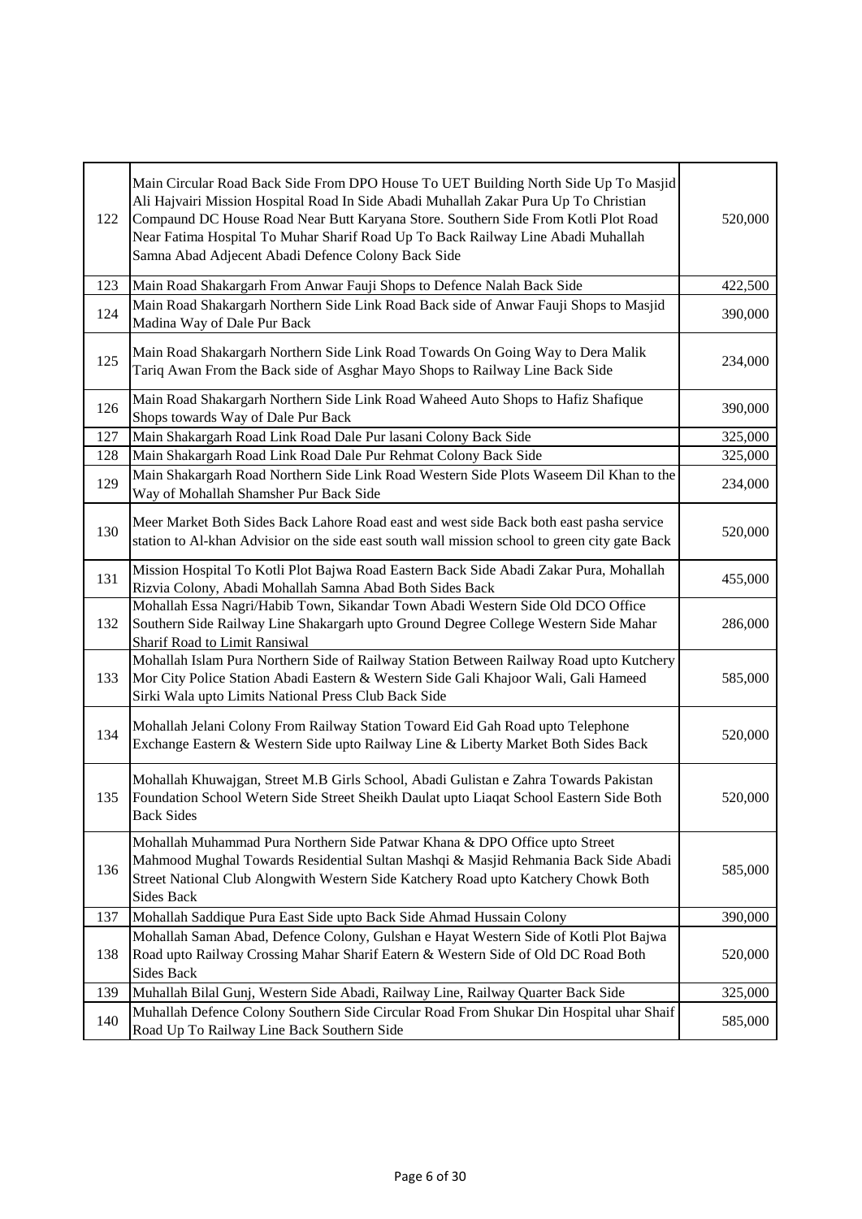| | | |
|---|---|---|
| 122 | Main Circular Road Back Side From DPO House To UET Building North Side Up To Masjid Ali Hajvairi Mission Hospital Road In Side Abadi Muhallah Zakar Pura Up To Christian Compaund DC House Road Near Butt Karyana Store. Southern Side From Kotli Plot Road Near Fatima Hospital To Muhar Sharif Road Up To Back Railway Line Abadi Muhallah Samna Abad Adjecent Abadi Defence Colony Back Side | 520,000 |
| 123 | Main Road Shakargarh From Anwar Fauji Shops to Defence Nalah Back Side | 422,500 |
| 124 | Main Road Shakargarh Northern Side Link Road Back side of Anwar Fauji Shops to Masjid Madina Way of Dale Pur Back | 390,000 |
| 125 | Main Road Shakargarh Northern Side Link Road Towards On Going Way to Dera Malik Tariq Awan From the Back side of Asghar Mayo Shops to Railway Line Back Side | 234,000 |
| 126 | Main Road Shakargarh Northern Side Link Road Waheed Auto Shops to Hafiz Shafique Shops towards Way of Dale Pur Back | 390,000 |
| 127 | Main Shakargarh Road Link Road Dale Pur lasani Colony Back Side | 325,000 |
| 128 | Main Shakargarh Road Link Road Dale Pur Rehmat Colony Back Side | 325,000 |
| 129 | Main Shakargarh Road Northern Side Link Road Western Side Plots Waseem Dil Khan to the Way of Mohallah Shamsher Pur Back Side | 234,000 |
| 130 | Meer Market Both Sides Back Lahore Road east and west side Back both east pasha service station to Al-khan Advisior on the side east south wall mission school to green city gate Back | 520,000 |
| 131 | Mission Hospital To Kotli Plot Bajwa Road Eastern Back Side Abadi Zakar Pura, Mohallah Rizvia Colony, Abadi Mohallah Samna Abad Both Sides Back | 455,000 |
| 132 | Mohallah Essa Nagri/Habib Town, Sikandar Town Abadi Western Side Old DCO Office Southern Side Railway Line Shakargarh upto Ground Degree College Western Side Mahar Sharif Road to Limit Ransiwal | 286,000 |
| 133 | Mohallah Islam Pura Northern Side of Railway Station Between Railway Road upto Kutchery Mor City Police Station Abadi Eastern & Western Side Gali Khajoor Wali, Gali Hameed Sirki Wala upto Limits National Press Club Back Side | 585,000 |
| 134 | Mohallah Jelani Colony From Railway Station Toward Eid Gah Road upto Telephone Exchange Eastern & Western Side upto Railway Line & Liberty Market Both Sides Back | 520,000 |
| 135 | Mohallah Khuwajgan, Street M.B Girls School, Abadi Gulistan e Zahra Towards Pakistan Foundation School Wetern Side Street Sheikh Daulat upto Liaqat School Eastern Side Both Back Sides | 520,000 |
| 136 | Mohallah Muhammad Pura Northern Side Patwar Khana & DPO Office upto Street Mahmood Mughal Towards Residential Sultan Mashqi & Masjid Rehmania Back Side Abadi Street National Club Alongwith Western Side Katchery Road upto Katchery Chowk Both Sides Back | 585,000 |
| 137 | Mohallah Saddique Pura East Side upto Back Side Ahmad Hussain Colony | 390,000 |
| 138 | Mohallah Saman Abad, Defence Colony, Gulshan e Hayat Western Side of Kotli Plot Bajwa Road upto Railway Crossing Mahar Sharif Eatern & Western Side of Old DC Road Both Sides Back | 520,000 |
| 139 | Muhallah Bilal Gunj, Western Side Abadi, Railway Line, Railway Quarter Back Side | 325,000 |
| 140 | Muhallah Defence Colony Southern Side Circular Road From Shukar Din Hospital uhar Shaif Road Up To Railway Line Back Southern Side | 585,000 |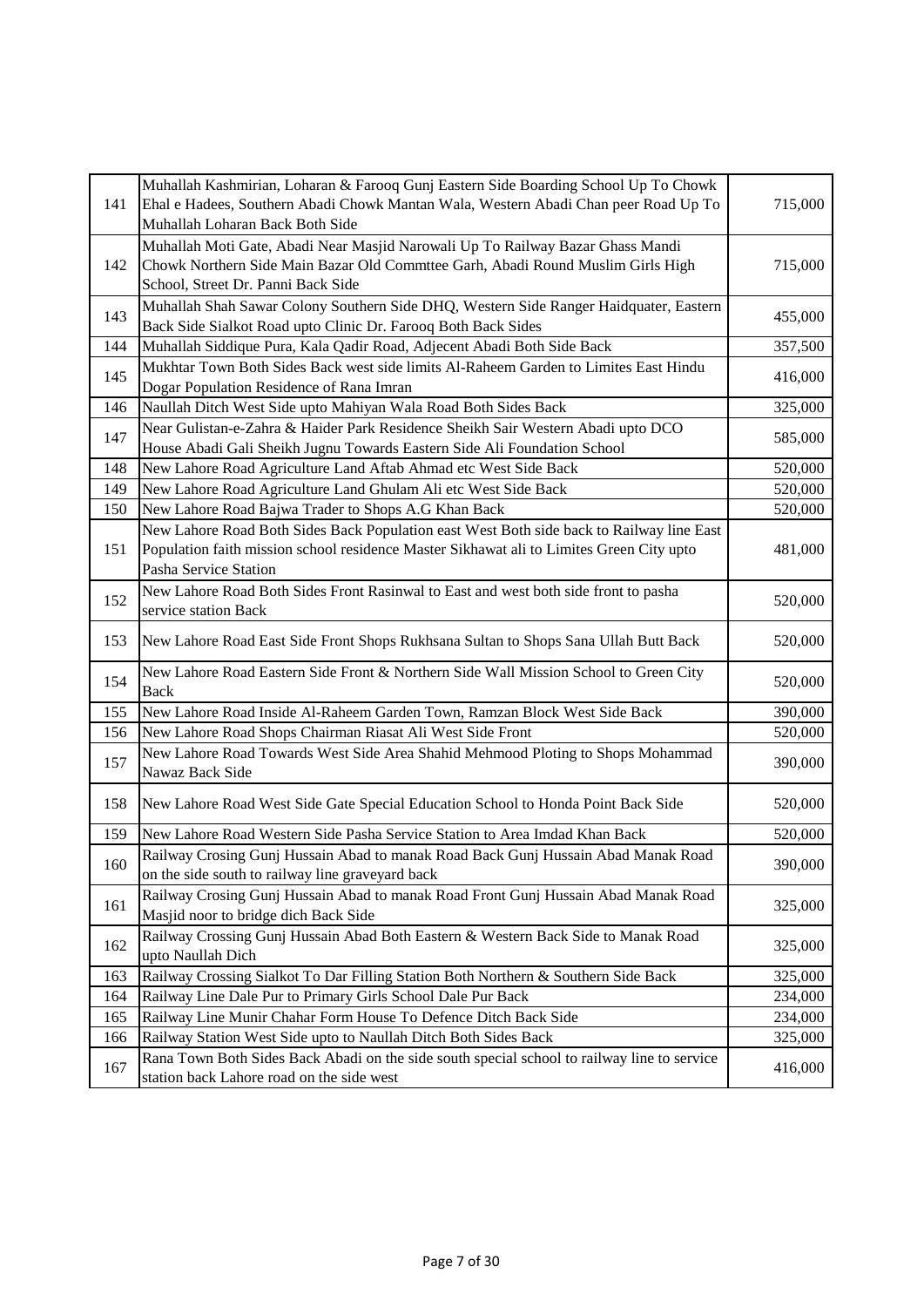| | | |
|---|---|---|
| 141 | Muhallah Kashmirian, Loharan & Farooq Gunj Eastern Side Boarding School Up To Chowk Ehal e Hadees, Southern Abadi Chowk Mantan Wala, Western Abadi Chan peer Road Up To Muhallah Loharan Back Both Side | 715,000 |
| 142 | Muhallah Moti Gate, Abadi Near Masjid Narowali Up To Railway Bazar Ghass Mandi Chowk Northern Side Main Bazar Old Commttee Garh, Abadi Round Muslim Girls High School, Street Dr. Panni Back Side | 715,000 |
| 143 | Muhallah Shah Sawar Colony Southern Side DHQ, Western Side Ranger Haidquater, Eastern Back Side Sialkot Road upto Clinic Dr. Farooq Both Back Sides | 455,000 |
| 144 | Muhallah Siddique Pura, Kala Qadir Road, Adjecent Abadi Both Side Back | 357,500 |
| 145 | Mukhtar Town Both Sides Back west side limits Al-Raheem Garden to Limites East Hindu Dogar Population Residence of Rana Imran | 416,000 |
| 146 | Naullah Ditch West Side upto Mahiyan Wala Road Both Sides Back | 325,000 |
| 147 | Near Gulistan-e-Zahra & Haider Park Residence Sheikh Sair Western Abadi upto DCO House Abadi Gali Sheikh Jugnu Towards Eastern Side Ali Foundation School | 585,000 |
| 148 | New Lahore Road Agriculture Land Aftab Ahmad etc West Side Back | 520,000 |
| 149 | New Lahore Road Agriculture Land Ghulam Ali etc West Side Back | 520,000 |
| 150 | New Lahore Road Bajwa Trader to Shops A.G Khan Back | 520,000 |
| 151 | New Lahore Road Both Sides Back Population east West Both side back to Railway line East Population faith mission school residence Master Sikhawat ali to Limites Green City upto Pasha Service Station | 481,000 |
| 152 | New Lahore Road Both Sides Front Rasinwal to East and west both side front to pasha service station Back | 520,000 |
| 153 | New Lahore Road East Side Front Shops Rukhsana Sultan to Shops Sana Ullah Butt Back | 520,000 |
| 154 | New Lahore Road Eastern Side Front & Northern Side Wall Mission School to Green City Back | 520,000 |
| 155 | New Lahore Road Inside Al-Raheem Garden Town, Ramzan Block West Side Back | 390,000 |
| 156 | New Lahore Road Shops Chairman Riasat Ali West Side Front | 520,000 |
| 157 | New Lahore Road Towards West Side Area Shahid Mehmood Ploting to Shops Mohammad Nawaz Back Side | 390,000 |
| 158 | New Lahore Road West Side Gate Special Education School to Honda Point Back Side | 520,000 |
| 159 | New Lahore Road Western Side Pasha Service Station to Area Imdad Khan Back | 520,000 |
| 160 | Railway Crosing Gunj Hussain Abad to manak Road Back Gunj Hussain Abad Manak Road on the side south to railway line graveyard back | 390,000 |
| 161 | Railway Crosing Gunj Hussain Abad to manak Road Front Gunj Hussain Abad Manak Road Masjid noor to bridge dich Back Side | 325,000 |
| 162 | Railway Crossing Gunj Hussain Abad Both Eastern & Western Back Side to Manak Road upto Naullah Dich | 325,000 |
| 163 | Railway Crossing Sialkot To Dar Filling Station Both Northern & Southern Side Back | 325,000 |
| 164 | Railway Line Dale Pur to Primary Girls School Dale Pur Back | 234,000 |
| 165 | Railway Line Munir Chahar Form House To Defence Ditch Back Side | 234,000 |
| 166 | Railway Station West Side upto to Naullah Ditch Both Sides Back | 325,000 |
| 167 | Rana Town Both Sides Back Abadi on the side south special school to railway line to service station back Lahore road on the side west | 416,000 |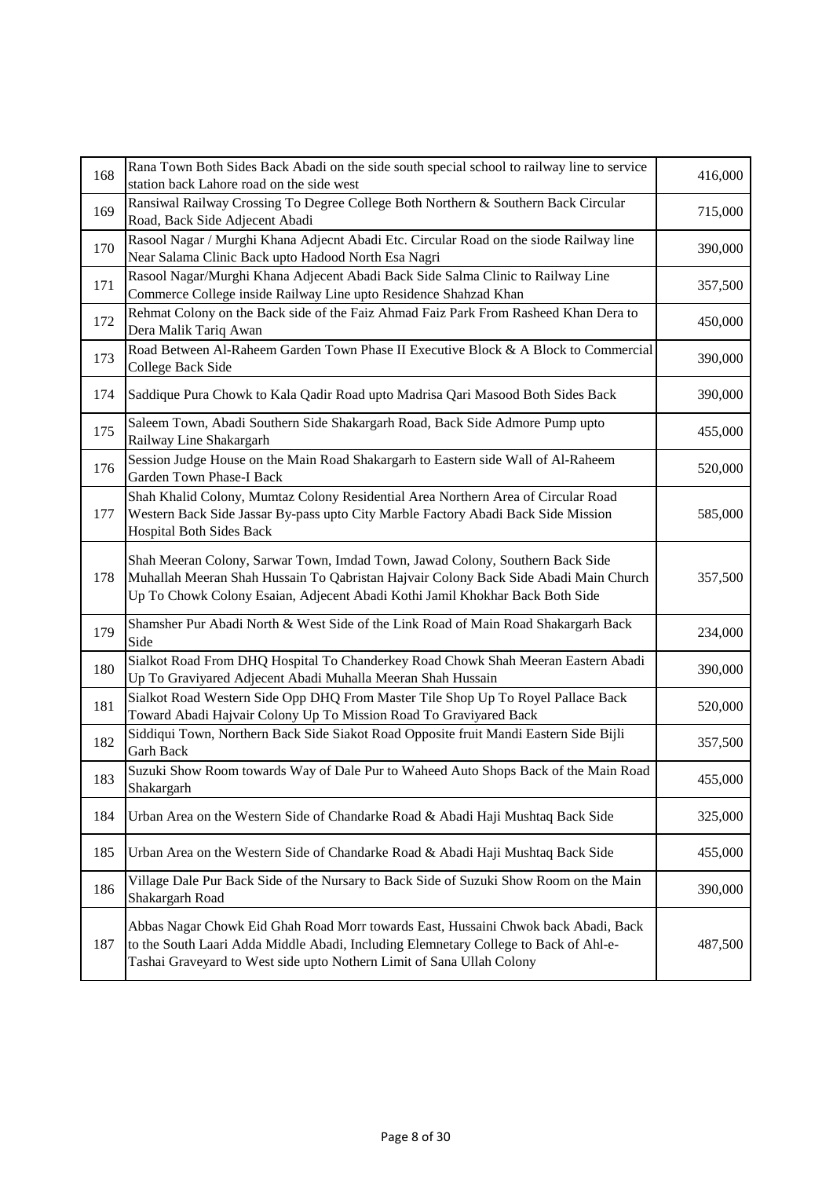| 168 | Rana Town Both Sides Back Abadi on the side south special school to railway line to service station back Lahore road on the side west | 416,000 |
|---|---|---|
| 169 | Ransiwal Railway Crossing To Degree College Both Northern & Southern Back Circular Road, Back Side Adjecent Abadi | 715,000 |
| 170 | Rasool Nagar / Murghi Khana Adjecnt Abadi Etc. Circular Road on the siode Railway line Near Salama Clinic Back upto Hadood North Esa Nagri | 390,000 |
| 171 | Rasool Nagar/Murghi Khana Adjecent Abadi Back Side Salma Clinic to Railway Line Commerce College inside Railway Line upto Residence Shahzad Khan | 357,500 |
| 172 | Rehmat Colony on the Back side of the Faiz Ahmad Faiz Park From Rasheed Khan Dera to Dera Malik Tariq Awan | 450,000 |
| 173 | Road Between Al-Raheem Garden Town Phase II Executive Block & A Block to Commercial College Back Side | 390,000 |
| 174 | Saddique Pura Chowk to Kala Qadir Road upto Madrisa Qari Masood Both Sides Back | 390,000 |
| 175 | Saleem Town, Abadi Southern Side Shakargarh Road, Back Side Admore Pump upto Railway Line Shakargarh | 455,000 |
| 176 | Session Judge House on the Main Road Shakargarh to Eastern side Wall of Al-Raheem Garden Town Phase-I Back | 520,000 |
| 177 | Shah Khalid Colony, Mumtaz Colony Residential Area Northern Area of Circular Road Western Back Side Jassar By-pass upto City Marble Factory Abadi Back Side Mission Hospital Both Sides Back | 585,000 |
| 178 | Shah Meeran Colony, Sarwar Town, Imdad Town, Jawad Colony, Southern Back Side Muhallah Meeran Shah Hussain To Qabristan Hajvair Colony Back Side Abadi Main Church Up To Chowk Colony Esaian, Adjecent Abadi Kothi Jamil Khokhar Back Both Side | 357,500 |
| 179 | Shamsher Pur Abadi North & West Side of the Link Road of Main Road Shakargarh Back Side | 234,000 |
| 180 | Sialkot Road From DHQ Hospital To Chanderkey Road Chowk Shah Meeran Eastern Abadi Up To Graviyared Adjecent Abadi Muhalla Meeran Shah Hussain | 390,000 |
| 181 | Sialkot Road Western Side Opp DHQ From Master Tile Shop Up To Royel Pallace Back Toward Abadi Hajvair Colony Up To Mission Road To Graviyared Back | 520,000 |
| 182 | Siddiqui Town, Northern Back Side Siakot Road Opposite fruit Mandi Eastern Side Bijli Garh Back | 357,500 |
| 183 | Suzuki Show Room towards Way of Dale Pur to Waheed Auto Shops Back of the Main Road Shakargarh | 455,000 |
| 184 | Urban Area on the Western Side of Chandarke Road & Abadi Haji Mushtaq Back Side | 325,000 |
| 185 | Urban Area on the Western Side of Chandarke Road & Abadi Haji Mushtaq Back Side | 455,000 |
| 186 | Village Dale Pur Back Side of the Nursary to Back Side of Suzuki Show Room on the Main Shakargarh Road | 390,000 |
| 187 | Abbas Nagar Chowk Eid Ghah Road Morr towards East, Hussaini Chwok back Abadi, Back to the South Laari Adda Middle Abadi, Including Elemnetary College to Back of Ahl-e-Tashai Graveyard to West side upto Nothern Limit of Sana Ullah Colony | 487,500 |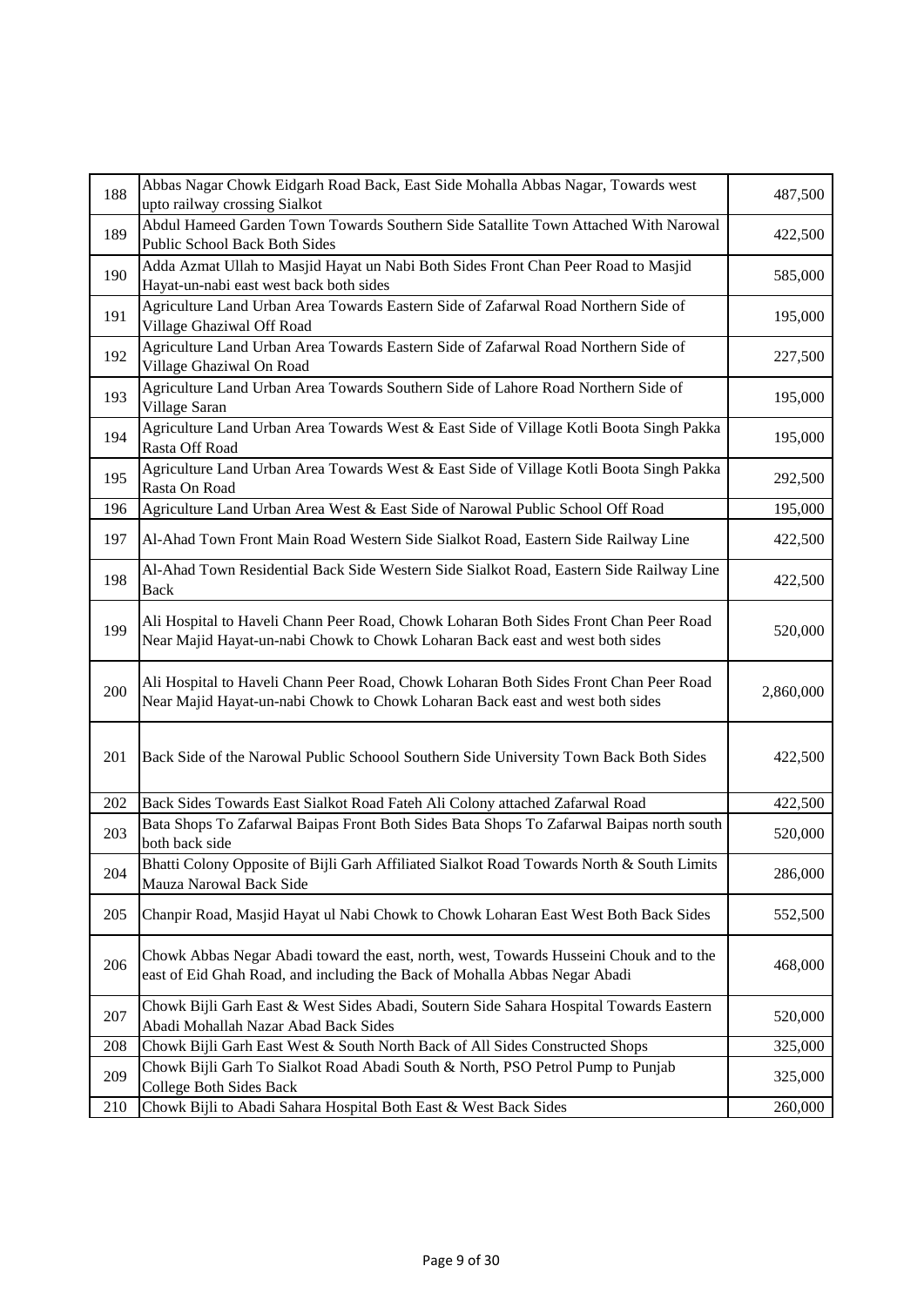| | | |
|---|---|---|
| 188 | Abbas Nagar Chowk Eidgarh Road Back, East Side Mohalla Abbas Nagar, Towards west upto railway crossing Sialkot | 487,500 |
| 189 | Abdul Hameed Garden Town Towards Southern Side Satallite Town Attached With Narowal Public School Back Both Sides | 422,500 |
| 190 | Adda Azmat Ullah to Masjid Hayat un Nabi Both Sides Front Chan Peer Road to Masjid Hayat-un-nabi east west back both sides | 585,000 |
| 191 | Agriculture Land Urban Area Towards Eastern Side of Zafarwal Road Northern Side of Village Ghaziwal Off Road | 195,000 |
| 192 | Agriculture Land Urban Area Towards Eastern Side of Zafarwal Road Northern Side of Village Ghaziwal On Road | 227,500 |
| 193 | Agriculture Land Urban Area Towards Southern Side of Lahore Road Northern Side of Village Saran | 195,000 |
| 194 | Agriculture Land Urban Area Towards West & East Side of Village Kotli Boota Singh Pakka Rasta Off Road | 195,000 |
| 195 | Agriculture Land Urban Area Towards West & East Side of Village Kotli Boota Singh Pakka Rasta On Road | 292,500 |
| 196 | Agriculture Land Urban Area West & East Side of Narowal Public School Off Road | 195,000 |
| 197 | Al-Ahad Town Front Main Road Western Side Sialkot Road, Eastern Side Railway Line | 422,500 |
| 198 | Al-Ahad Town Residential Back Side Western Side Sialkot Road, Eastern Side Railway Line Back | 422,500 |
| 199 | Ali Hospital to Haveli Chann Peer Road, Chowk Loharan Both Sides Front Chan Peer Road Near Majid Hayat-un-nabi Chowk to Chowk Loharan Back east and west both sides | 520,000 |
| 200 | Ali Hospital to Haveli Chann Peer Road, Chowk Loharan Both Sides Front Chan Peer Road Near Majid Hayat-un-nabi Chowk to Chowk Loharan Back east and west both sides | 2,860,000 |
| 201 | Back Side of the Narowal Public Schoool Southern Side University Town Back Both Sides | 422,500 |
| 202 | Back Sides Towards East Sialkot Road Fateh Ali Colony attached Zafarwal Road | 422,500 |
| 203 | Bata Shops To Zafarwal Baipas Front Both Sides Bata Shops To Zafarwal Baipas north south both back side | 520,000 |
| 204 | Bhatti Colony Opposite of Bijli Garh Affiliated Sialkot Road Towards North & South Limits Mauza Narowal Back Side | 286,000 |
| 205 | Chanpir Road, Masjid Hayat ul Nabi Chowk to Chowk Loharan East West Both Back Sides | 552,500 |
| 206 | Chowk Abbas Negar Abadi toward the east, north, west, Towards Husseini Chouk and to the east of Eid Ghah Road, and including the Back of Mohalla Abbas Negar Abadi | 468,000 |
| 207 | Chowk Bijli Garh East & West Sides Abadi, Soutern Side Sahara Hospital Towards Eastern Abadi Mohallah Nazar Abad Back Sides | 520,000 |
| 208 | Chowk Bijli Garh East West & South North Back of All Sides Constructed Shops | 325,000 |
| 209 | Chowk Bijli Garh To Sialkot Road Abadi South & North, PSO Petrol Pump to Punjab College Both Sides Back | 325,000 |
| 210 | Chowk Bijli to Abadi Sahara Hospital Both East & West Back Sides | 260,000 |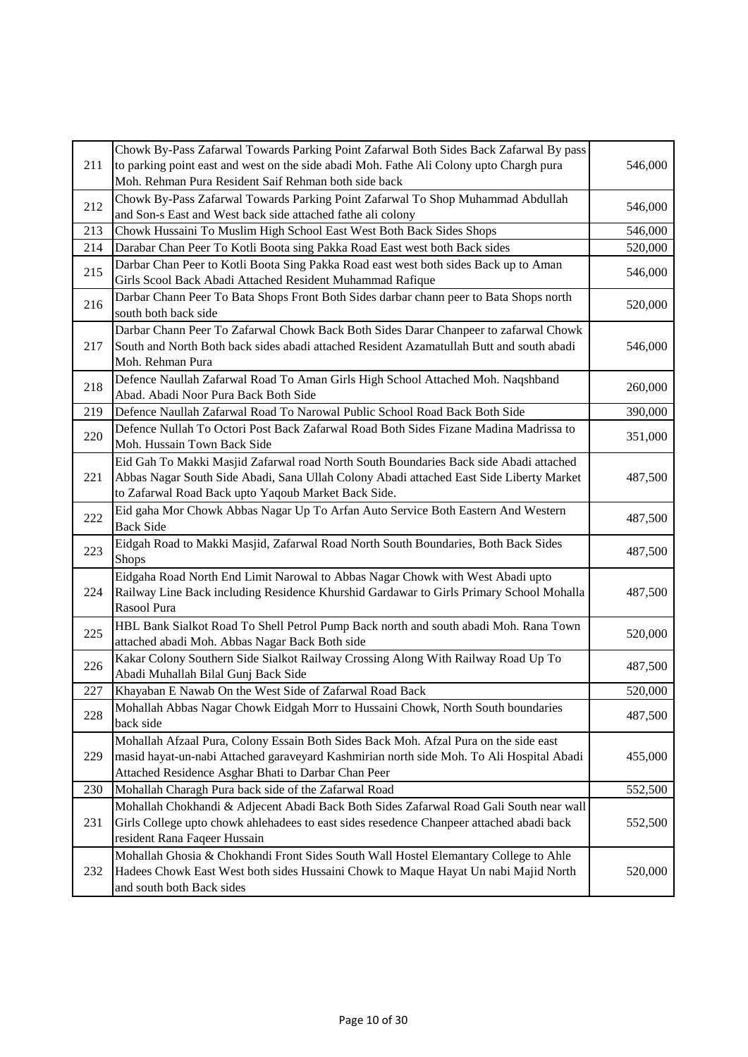| | | |
|---|---|---|
| 211 | Chowk By-Pass Zafarwal Towards Parking Point Zafarwal Both Sides Back Zafarwal By pass to parking point east and west on the side abadi Moh. Fathe Ali Colony upto Chargh pura Moh. Rehman Pura Resident Saif Rehman both side back | 546,000 |
| 212 | Chowk By-Pass Zafarwal Towards Parking Point Zafarwal To Shop Muhammad Abdullah and Son-s East and West back side attached fathe ali colony | 546,000 |
| 213 | Chowk Hussaini To Muslim High School East West Both Back Sides Shops | 546,000 |
| 214 | Darabar Chan Peer To Kotli Boota sing Pakka Road East west both Back sides | 520,000 |
| 215 | Darbar Chan Peer to Kotli Boota Sing Pakka Road east west both sides Back up to Aman Girls Scool Back Abadi Attached Resident Muhammad Rafique | 546,000 |
| 216 | Darbar Chann Peer To Bata Shops Front Both Sides darbar chann peer to Bata Shops north south both back side | 520,000 |
| 217 | Darbar Chann Peer To Zafarwal Chowk Back Both Sides Darar Chanpeer to zafarwal Chowk South and North Both back sides abadi attached Resident Azamatullah Butt and south abadi Moh. Rehman Pura | 546,000 |
| 218 | Defence Naullah Zafarwal Road To Aman Girls High School Attached Moh. Naqshband Abad. Abadi Noor Pura Back Both Side | 260,000 |
| 219 | Defence Naullah Zafarwal Road To Narowal Public School Road Back Both Side | 390,000 |
| 220 | Defence Nullah To Octori Post Back Zafarwal Road Both Sides Fizane Madina Madrissa to Moh. Hussain Town Back Side | 351,000 |
| 221 | Eid Gah To Makki Masjid Zafarwal road North South Boundaries Back side Abadi attached Abbas Nagar South Side Abadi, Sana Ullah Colony Abadi attached East Side Liberty Market to Zafarwal Road Back upto Yaqoub Market Back Side. | 487,500 |
| 222 | Eid gaha Mor Chowk Abbas Nagar Up To Arfan Auto Service Both Eastern And Western Back Side | 487,500 |
| 223 | Eidgah Road to Makki Masjid, Zafarwal Road North South Boundaries, Both Back Sides Shops | 487,500 |
| 224 | Eidgaha Road North End Limit Narowal to Abbas Nagar Chowk with West Abadi upto Railway Line Back including Residence Khurshid Gardawar to Girls Primary School Mohalla Rasool Pura | 487,500 |
| 225 | HBL Bank Sialkot Road To Shell Petrol Pump Back north and south abadi Moh. Rana Town attached abadi Moh. Abbas Nagar Back Both side | 520,000 |
| 226 | Kakar Colony Southern Side Sialkot Railway Crossing Along With Railway Road Up To Abadi Muhallah Bilal Gunj Back Side | 487,500 |
| 227 | Khayaban E Nawab On the West Side of Zafarwal Road Back | 520,000 |
| 228 | Mohallah Abbas Nagar Chowk Eidgah Morr to Hussaini Chowk, North South boundaries back side | 487,500 |
| 229 | Mohallah Afzaal Pura, Colony Essain Both Sides Back Moh. Afzal Pura on the side east masid hayat-un-nabi Attached garaveyard Kashmirian north side Moh. To Ali Hospital Abadi Attached Residence Asghar Bhati to Darbar Chan Peer | 455,000 |
| 230 | Mohallah Charagh Pura back side of the Zafarwal Road | 552,500 |
| 231 | Mohallah Chokhandi & Adjecent Abadi Back Both Sides Zafarwal Road Gali South near wall Girls College upto chowk ahlehadees to east sides resedence Chanpeer attached abadi back resident Rana Faqeer Hussain | 552,500 |
| 232 | Mohallah Ghosia & Chokhandi Front Sides South Wall Hostel Elemantary College to Ahle Hadees Chowk East West both sides Hussaini Chowk to Maque Hayat Un nabi Majid North and south both Back sides | 520,000 |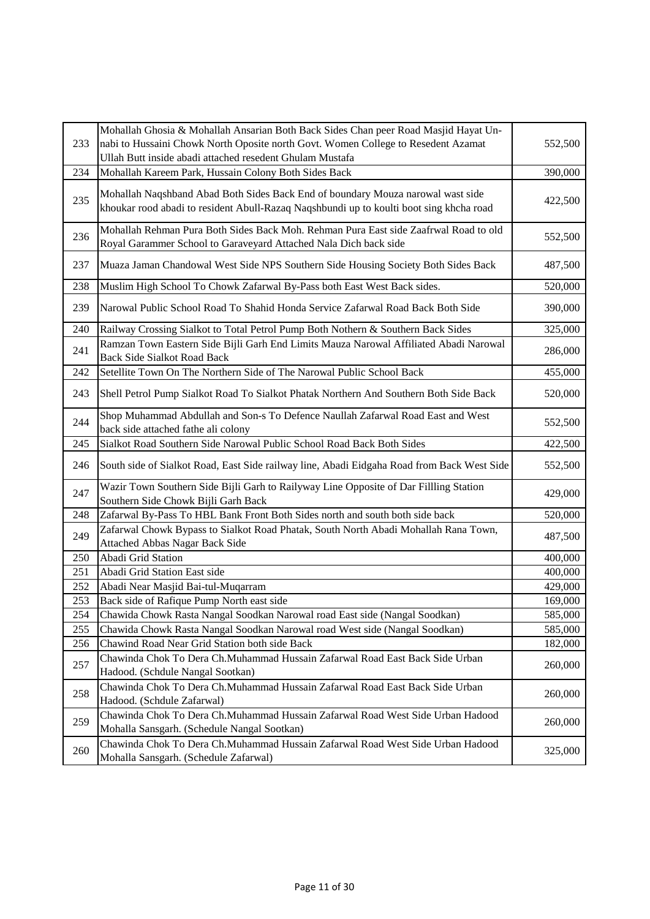| | | |
|---|---|---|
| 233 | Mohallah Ghosia & Mohallah Ansarian Both Back Sides Chan peer Road Masjid Hayat Un-nabi to Hussaini Chowk North Oposite north Govt. Women College to Resedent Azamat Ullah Butt inside abadi attached resedent Ghulam Mustafa | 552,500 |
| 234 | Mohallah Kareem Park, Hussain Colony Both Sides Back | 390,000 |
| 235 | Mohallah Naqshband Abad Both Sides Back End of boundary Mouza narowal wast side khoukar rood abadi to resident Abull-Razaq Naqshbundi up to koulti boot sing khcha road | 422,500 |
| 236 | Mohallah Rehman Pura Both Sides Back Moh. Rehman Pura East side Zaafrwal Road to old Royal Garammer School to Garaveyard Attached Nala Dich back side | 552,500 |
| 237 | Muaza Jaman Chandowal West Side NPS Southern Side Housing Society Both Sides Back | 487,500 |
| 238 | Muslim High School To Chowk Zafarwal By-Pass both East West Back sides. | 520,000 |
| 239 | Narowal Public School Road To Shahid Honda Service Zafarwal Road Back Both Side | 390,000 |
| 240 | Railway Crossing Sialkot to Total Petrol Pump Both Nothern & Southern Back Sides | 325,000 |
| 241 | Ramzan Town Eastern Side Bijli Garh End Limits Mauza Narowal Affiliated Abadi Narowal Back Side Sialkot Road Back | 286,000 |
| 242 | Setellite Town On The Northern Side of The Narowal Public School Back | 455,000 |
| 243 | Shell Petrol Pump Sialkot Road To Sialkot Phatak Northern And Southern Both Side Back | 520,000 |
| 244 | Shop Muhammad Abdullah and Son-s To Defence Naullah Zafarwal Road East and West back side attached fathe ali colony | 552,500 |
| 245 | Sialkot Road Southern Side Narowal Public School Road Back Both Sides | 422,500 |
| 246 | South side of Sialkot Road, East Side railway line, Abadi Eidgaha Road from Back West Side | 552,500 |
| 247 | Wazir Town Southern Side Bijli Garh to Railyway Line Opposite of Dar Fillling Station Southern Side Chowk Bijli Garh Back | 429,000 |
| 248 | Zafarwal By-Pass To HBL Bank Front Both Sides north and south both side back | 520,000 |
| 249 | Zafarwal Chowk Bypass to Sialkot Road Phatak, South North Abadi Mohallah Rana Town, Attached Abbas Nagar Back Side | 487,500 |
| 250 | Abadi Grid Station | 400,000 |
| 251 | Abadi Grid Station East side | 400,000 |
| 252 | Abadi Near Masjid Bai-tul-Muqarram | 429,000 |
| 253 | Back side of Rafique Pump North east side | 169,000 |
| 254 | Chawida Chowk Rasta Nangal Soodkan Narowal road East side (Nangal Soodkan) | 585,000 |
| 255 | Chawida Chowk Rasta Nangal Soodkan Narowal road West side (Nangal Soodkan) | 585,000 |
| 256 | Chawind Road Near Grid Station both side Back | 182,000 |
| 257 | Chawinda Chok To Dera Ch.Muhammad Hussain Zafarwal Road East Back Side Urban Hadood. (Schdule Nangal Sootkan) | 260,000 |
| 258 | Chawinda Chok To Dera Ch.Muhammad Hussain Zafarwal Road East Back Side Urban Hadood. (Schdule Zafarwal) | 260,000 |
| 259 | Chawinda Chok To Dera Ch.Muhammad Hussain Zafarwal Road West Side Urban Hadood Mohalla Sansgarh. (Schedule Nangal Sootkan) | 260,000 |
| 260 | Chawinda Chok To Dera Ch.Muhammad Hussain Zafarwal Road West Side Urban Hadood Mohalla Sansgarh. (Schedule Zafarwal) | 325,000 |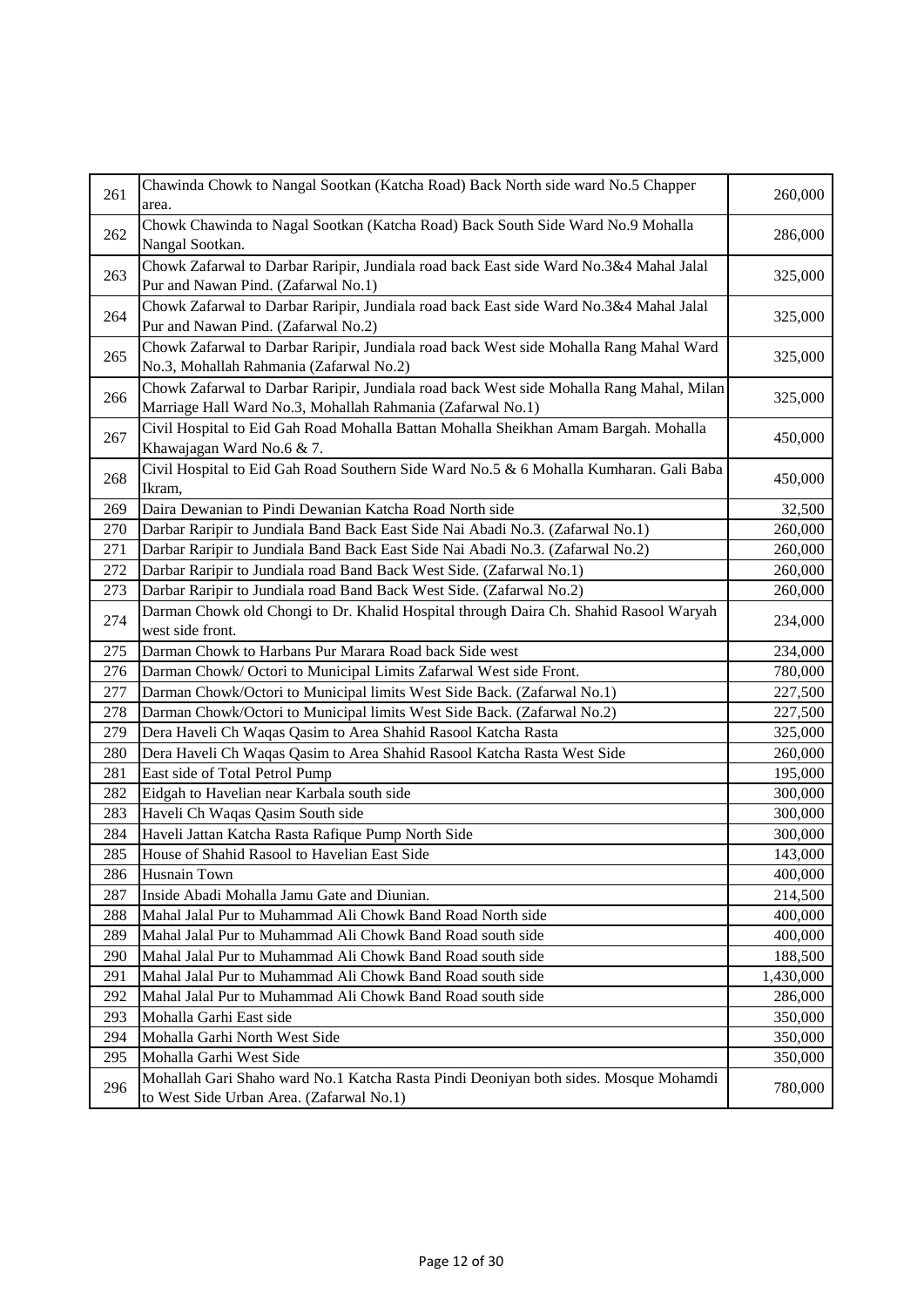| | | |
|---|---|---|
| 261 | Chawinda Chowk to Nangal Sootkan (Katcha Road) Back North side ward No.5 Chapper area. | 260,000 |
| 262 | Chowk Chawinda to Nagal Sootkan (Katcha Road) Back South Side Ward No.9 Mohalla Nangal Sootkan. | 286,000 |
| 263 | Chowk Zafarwal to Darbar Raripir, Jundiala road back East side Ward No.3&4 Mahal Jalal Pur and Nawan Pind. (Zafarwal No.1) | 325,000 |
| 264 | Chowk Zafarwal to Darbar Raripir, Jundiala road back East side Ward No.3&4 Mahal Jalal Pur and Nawan Pind. (Zafarwal No.2) | 325,000 |
| 265 | Chowk Zafarwal to Darbar Raripir, Jundiala road back West side Mohalla Rang Mahal Ward No.3, Mohallah Rahmania (Zafarwal No.2) | 325,000 |
| 266 | Chowk Zafarwal to Darbar Raripir, Jundiala road back West side Mohalla Rang Mahal, Milan Marriage Hall Ward No.3, Mohallah Rahmania (Zafarwal No.1) | 325,000 |
| 267 | Civil Hospital to Eid Gah Road Mohalla Battan Mohalla Sheikhan Amam Bargah. Mohalla Khawajagan Ward No.6 & 7. | 450,000 |
| 268 | Civil Hospital to Eid Gah Road Southern Side Ward No.5 & 6 Mohalla Kumharan. Gali Baba Ikram, | 450,000 |
| 269 | Daira Dewanian to Pindi Dewanian Katcha Road North side | 32,500 |
| 270 | Darbar Raripir to Jundiala Band Back East Side Nai Abadi No.3. (Zafarwal No.1) | 260,000 |
| 271 | Darbar Raripir to Jundiala Band Back East Side Nai Abadi No.3. (Zafarwal No.2) | 260,000 |
| 272 | Darbar Raripir to Jundiala road Band Back West Side. (Zafarwal No.1) | 260,000 |
| 273 | Darbar Raripir to Jundiala road Band Back West Side. (Zafarwal No.2) | 260,000 |
| 274 | Darman Chowk old Chongi to Dr. Khalid Hospital through Daira Ch. Shahid Rasool Waryah west side front. | 234,000 |
| 275 | Darman Chowk to Harbans Pur Marara Road back Side west | 234,000 |
| 276 | Darman Chowk/ Octori to Municipal Limits Zafarwal West side Front. | 780,000 |
| 277 | Darman Chowk/Octori to Municipal limits West Side Back. (Zafarwal No.1) | 227,500 |
| 278 | Darman Chowk/Octori to Municipal limits West Side Back. (Zafarwal No.2) | 227,500 |
| 279 | Dera Haveli Ch Waqas Qasim to Area Shahid Rasool Katcha Rasta | 325,000 |
| 280 | Dera Haveli Ch Waqas Qasim to Area Shahid Rasool Katcha Rasta West Side | 260,000 |
| 281 | East side of Total Petrol Pump | 195,000 |
| 282 | Eidgah to Havelian near Karbala south side | 300,000 |
| 283 | Haveli Ch Waqas Qasim South side | 300,000 |
| 284 | Haveli Jattan Katcha Rasta Rafique Pump North Side | 300,000 |
| 285 | House of Shahid Rasool to Havelian East Side | 143,000 |
| 286 | Husnain Town | 400,000 |
| 287 | Inside Abadi Mohalla Jamu Gate and Diunian. | 214,500 |
| 288 | Mahal Jalal Pur to Muhammad Ali Chowk Band Road North side | 400,000 |
| 289 | Mahal Jalal Pur to Muhammad Ali Chowk Band Road south side | 400,000 |
| 290 | Mahal Jalal Pur to Muhammad Ali Chowk Band Road south side | 188,500 |
| 291 | Mahal Jalal Pur to Muhammad Ali Chowk Band Road south side | 1,430,000 |
| 292 | Mahal Jalal Pur to Muhammad Ali Chowk Band Road south side | 286,000 |
| 293 | Mohalla Garhi East side | 350,000 |
| 294 | Mohalla Garhi North West Side | 350,000 |
| 295 | Mohalla Garhi West Side | 350,000 |
| 296 | Mohallah Gari Shaho ward No.1 Katcha Rasta Pindi Deoniyan both sides. Mosque Mohamdi to West Side Urban Area. (Zafarwal No.1) | 780,000 |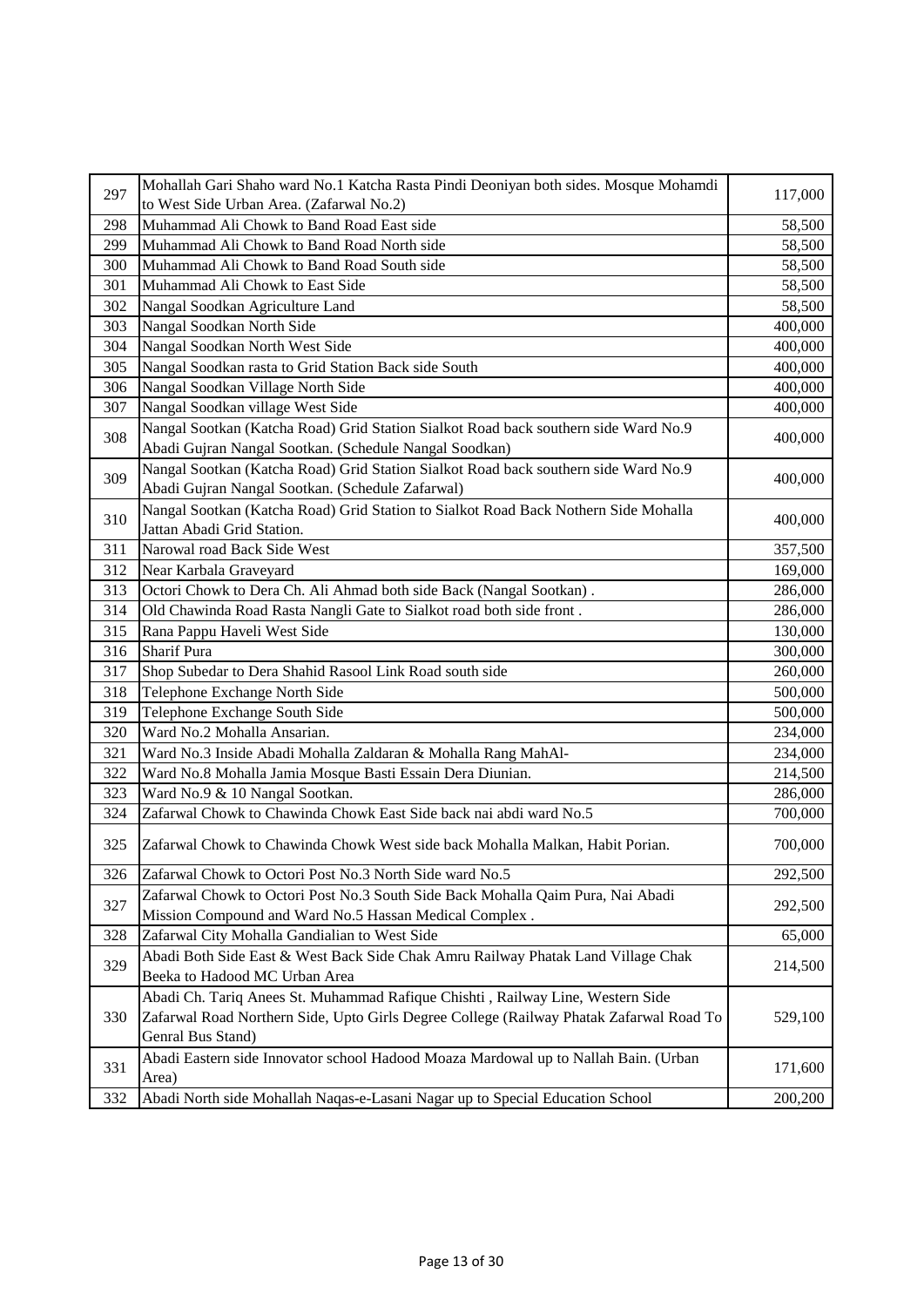| | | |
|---|---|---|
| 297 | Mohallah Gari Shaho ward No.1 Katcha Rasta Pindi Deoniyan both sides. Mosque Mohamdi to West Side Urban Area. (Zafarwal No.2) | 117,000 |
| 298 | Muhammad Ali Chowk to Band Road East side | 58,500 |
| 299 | Muhammad Ali Chowk to Band Road North side | 58,500 |
| 300 | Muhammad Ali Chowk to Band Road South side | 58,500 |
| 301 | Muhammad Ali Chowk to East Side | 58,500 |
| 302 | Nangal Soodkan Agriculture Land | 58,500 |
| 303 | Nangal Soodkan North Side | 400,000 |
| 304 | Nangal Soodkan North West Side | 400,000 |
| 305 | Nangal Soodkan rasta to Grid Station Back side South | 400,000 |
| 306 | Nangal Soodkan Village North Side | 400,000 |
| 307 | Nangal Soodkan village West Side | 400,000 |
| 308 | Nangal Sootkan (Katcha Road) Grid Station Sialkot Road back southern side Ward No.9 Abadi Gujran Nangal Sootkan. (Schedule Nangal Soodkan) | 400,000 |
| 309 | Nangal Sootkan (Katcha Road) Grid Station Sialkot Road back southern side Ward No.9 Abadi Gujran Nangal Sootkan. (Schedule Zafarwal) | 400,000 |
| 310 | Nangal Sootkan (Katcha Road) Grid Station to Sialkot Road Back Nothern Side Mohalla Jattan Abadi Grid Station. | 400,000 |
| 311 | Narowal road Back Side West | 357,500 |
| 312 | Near Karbala Graveyard | 169,000 |
| 313 | Octori Chowk to Dera Ch. Ali Ahmad both side Back (Nangal Sootkan) . | 286,000 |
| 314 | Old Chawinda Road Rasta Nangli Gate to Sialkot road both side front . | 286,000 |
| 315 | Rana Pappu Haveli West Side | 130,000 |
| 316 | Sharif Pura | 300,000 |
| 317 | Shop Subedar to Dera Shahid Rasool Link Road south side | 260,000 |
| 318 | Telephone Exchange North Side | 500,000 |
| 319 | Telephone Exchange South Side | 500,000 |
| 320 | Ward No.2 Mohalla Ansarian. | 234,000 |
| 321 | Ward No.3 Inside Abadi Mohalla Zaldaran & Mohalla Rang MahAl- | 234,000 |
| 322 | Ward No.8 Mohalla Jamia Mosque Basti Essain Dera Diunian. | 214,500 |
| 323 | Ward No.9 & 10 Nangal Sootkan. | 286,000 |
| 324 | Zafarwal Chowk to Chawinda Chowk East Side back nai abdi ward No.5 | 700,000 |
| 325 | Zafarwal Chowk to Chawinda Chowk West side back Mohalla Malkan, Habit Porian. | 700,000 |
| 326 | Zafarwal Chowk to Octori Post No.3 North Side ward No.5 | 292,500 |
| 327 | Zafarwal Chowk to Octori Post No.3 South Side Back Mohalla Qaim Pura, Nai Abadi Mission Compound and Ward No.5 Hassan Medical Complex . | 292,500 |
| 328 | Zafarwal City Mohalla Gandialian to West Side | 65,000 |
| 329 | Abadi Both Side East & West Back Side Chak Amru Railway Phatak Land Village Chak Beeka to Hadood MC Urban Area | 214,500 |
| 330 | Abadi Ch. Tariq Anees St. Muhammad Rafique Chishti , Railway Line, Western Side Zafarwal Road Northern Side, Upto Girls Degree College (Railway Phatak Zafarwal Road To Genral Bus Stand) | 529,100 |
| 331 | Abadi Eastern side Innovator school Hadood Moaza Mardowal up to Nallah Bain. (Urban Area) | 171,600 |
| 332 | Abadi North side Mohallah Naqas-e-Lasani Nagar up to Special Education School | 200,200 |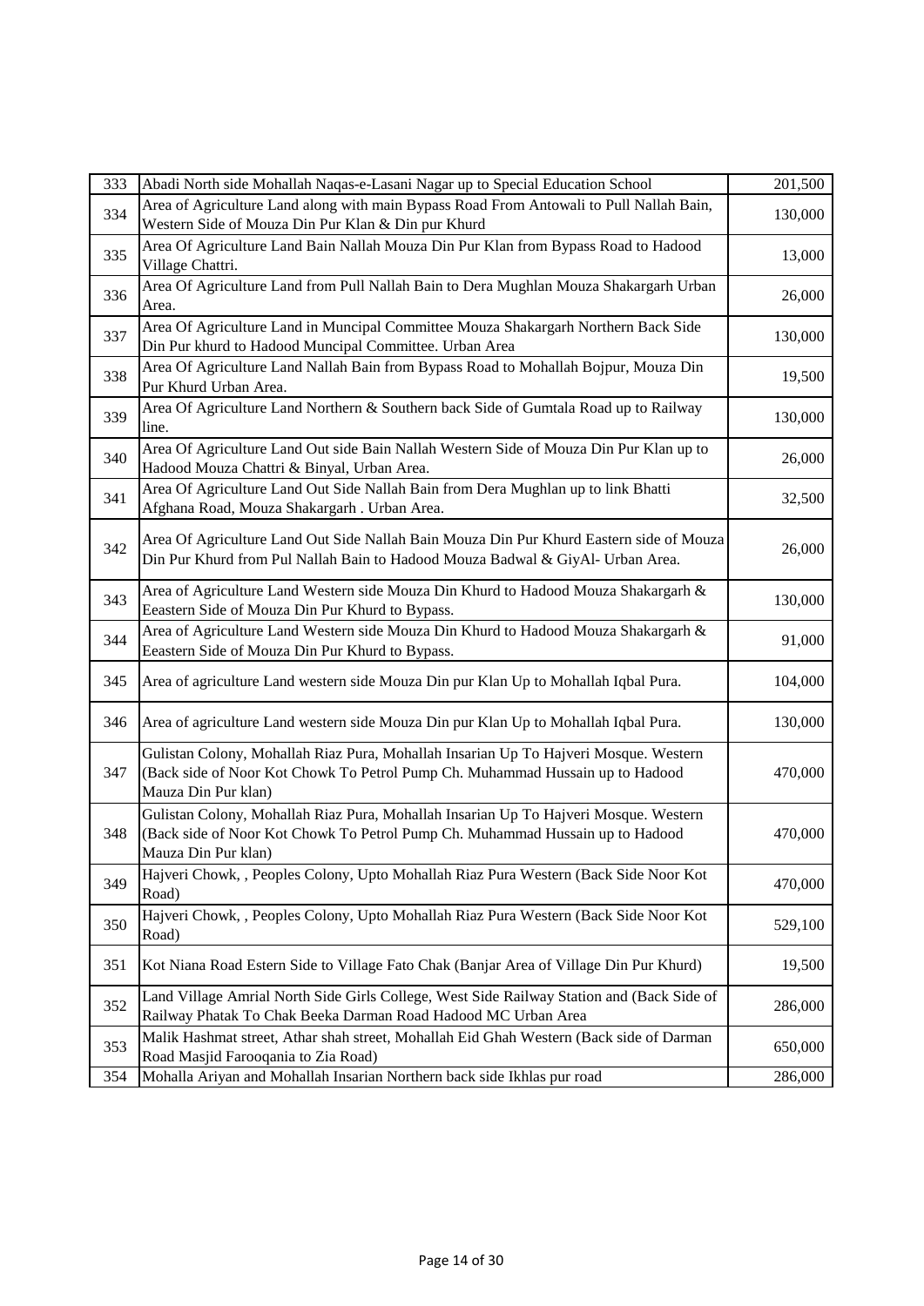| | | |
|---|---|---|
| 333 | Abadi North side Mohallah Naqas-e-Lasani Nagar up to Special Education School | 201,500 |
| 334 | Area of Agriculture Land along with main Bypass Road From Antowali to Pull Nallah Bain, Western Side of Mouza Din Pur Klan & Din pur Khurd | 130,000 |
| 335 | Area Of Agriculture Land Bain Nallah Mouza Din Pur Klan from Bypass Road to Hadood Village Chattri. | 13,000 |
| 336 | Area Of Agriculture Land from Pull Nallah Bain to Dera Mughlan Mouza Shakargarh Urban Area. | 26,000 |
| 337 | Area Of Agriculture Land in Muncipal Committee Mouza Shakargarh Northern Back Side Din Pur khurd to Hadood Muncipal Committee. Urban Area | 130,000 |
| 338 | Area Of Agriculture Land Nallah Bain from Bypass Road to Mohallah Bojpur, Mouza Din Pur Khurd Urban Area. | 19,500 |
| 339 | Area Of Agriculture Land Northern & Southern back Side of Gumtala Road up to Railway line. | 130,000 |
| 340 | Area Of Agriculture Land Out side Bain Nallah Western Side of Mouza Din Pur Klan up to Hadood Mouza Chattri & Binyal, Urban Area. | 26,000 |
| 341 | Area Of Agriculture Land Out Side Nallah Bain from Dera Mughlan up to link Bhatti Afghana Road, Mouza Shakargarh . Urban Area. | 32,500 |
| 342 | Area Of Agriculture Land Out Side Nallah Bain Mouza Din Pur Khurd Eastern side of Mouza Din Pur Khurd from Pul Nallah Bain to Hadood Mouza Badwal & GiyAl- Urban Area. | 26,000 |
| 343 | Area of Agriculture Land Western side Mouza Din Khurd to Hadood Mouza Shakargarh & Eeastern Side of Mouza Din Pur Khurd to Bypass. | 130,000 |
| 344 | Area of Agriculture Land Western side Mouza Din Khurd to Hadood Mouza Shakargarh & Eeastern Side of Mouza Din Pur Khurd to Bypass. | 91,000 |
| 345 | Area of agriculture Land western side Mouza Din pur Klan Up to Mohallah Iqbal Pura. | 104,000 |
| 346 | Area of agriculture Land western side Mouza Din pur Klan Up to Mohallah Iqbal Pura. | 130,000 |
| 347 | Gulistan Colony, Mohallah Riaz Pura, Mohallah Insarian Up To Hajveri Mosque. Western (Back side of Noor Kot Chowk To Petrol Pump Ch. Muhammad Hussain up to Hadood Mauza Din Pur klan) | 470,000 |
| 348 | Gulistan Colony, Mohallah Riaz Pura, Mohallah Insarian Up To Hajveri Mosque. Western (Back side of Noor Kot Chowk To Petrol Pump Ch. Muhammad Hussain up to Hadood Mauza Din Pur klan) | 470,000 |
| 349 | Hajveri Chowk, , Peoples Colony, Upto Mohallah Riaz Pura Western (Back Side Noor Kot Road) | 470,000 |
| 350 | Hajveri Chowk, , Peoples Colony, Upto Mohallah Riaz Pura Western (Back Side Noor Kot Road) | 529,100 |
| 351 | Kot Niana Road Estern Side to Village Fato Chak (Banjar Area of Village Din Pur Khurd) | 19,500 |
| 352 | Land Village Amrial North Side Girls College, West Side Railway Station and (Back Side of Railway Phatak To Chak Beeka Darman Road Hadood MC Urban Area | 286,000 |
| 353 | Malik Hashmat street, Athar shah street, Mohallah Eid Ghah Western (Back side of Darman Road Masjid Farooqania to Zia Road) | 650,000 |
| 354 | Mohalla Ariyan and Mohallah Insarian Northern back side Ikhlas pur road | 286,000 |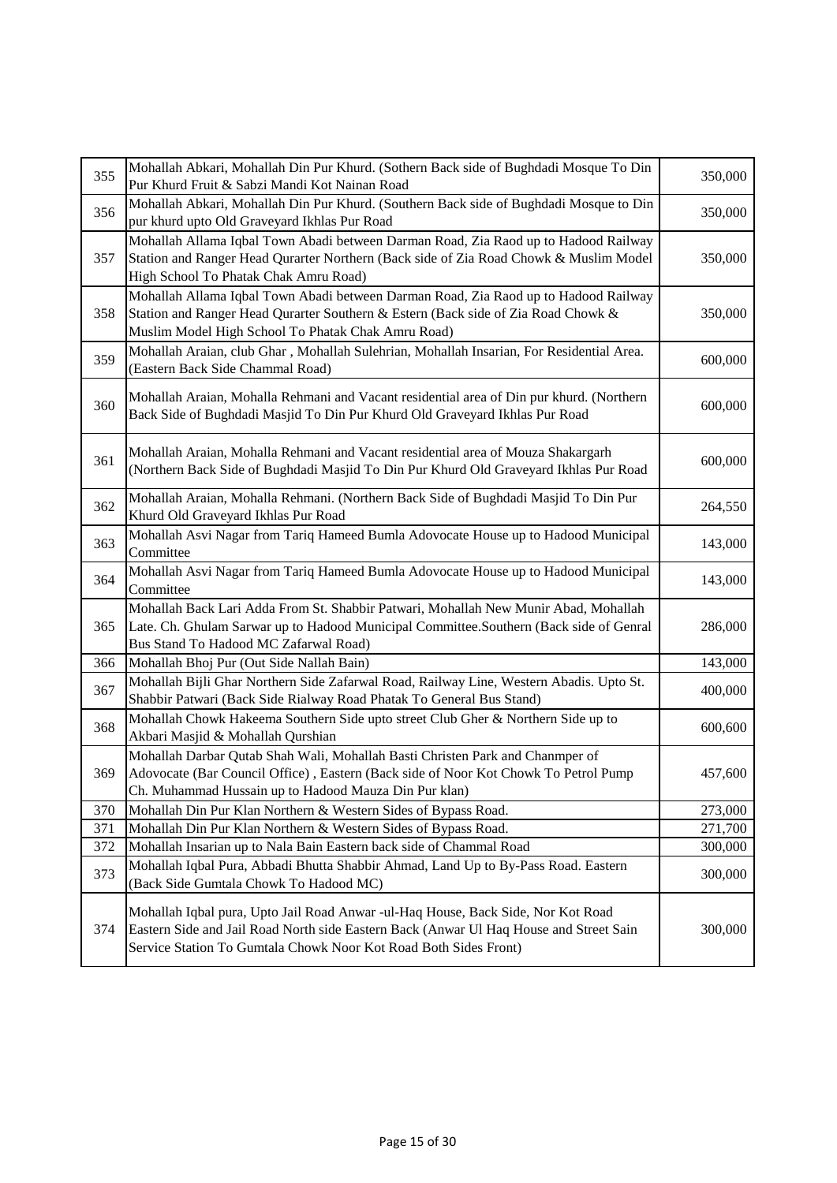| | | |
|---|---|---|
| 355 | Mohallah Abkari, Mohallah Din Pur Khurd. (Sothern Back side of Bughdadi Mosque To Din Pur Khurd Fruit & Sabzi Mandi Kot Nainan Road | 350,000 |
| 356 | Mohallah Abkari, Mohallah Din Pur Khurd. (Southern Back side of Bughdadi Mosque to Din pur khurd upto Old Graveyard Ikhlas Pur Road | 350,000 |
| 357 | Mohallah Allama Iqbal Town Abadi between Darman Road, Zia Raod up to Hadood Railway Station and Ranger Head Qurarter Northern (Back side of Zia Road Chowk & Muslim Model High School To Phatak Chak Amru Road) | 350,000 |
| 358 | Mohallah Allama Iqbal Town Abadi between Darman Road, Zia Raod up to Hadood Railway Station and Ranger Head Qurarter Southern & Estern (Back side of Zia Road Chowk & Muslim Model High School To Phatak Chak Amru Road) | 350,000 |
| 359 | Mohallah Araian, club Ghar , Mohallah Sulehrian, Mohallah Insarian, For Residential Area. (Eastern Back Side Chammal Road) | 600,000 |
| 360 | Mohallah Araian, Mohalla Rehmani and Vacant residential area of Din pur khurd. (Northern Back Side of Bughdadi Masjid To Din Pur Khurd Old Graveyard Ikhlas Pur Road | 600,000 |
| 361 | Mohallah Araian, Mohalla Rehmani and Vacant residential area of Mouza Shakargarh (Northern Back Side of Bughdadi Masjid To Din Pur Khurd Old Graveyard Ikhlas Pur Road | 600,000 |
| 362 | Mohallah Araian, Mohalla Rehmani. (Northern Back Side of Bughdadi Masjid To Din Pur Khurd Old Graveyard Ikhlas Pur Road | 264,550 |
| 363 | Mohallah Asvi Nagar from Tariq Hameed Bumla Adovocate House up to Hadood Municipal Committee | 143,000 |
| 364 | Mohallah Asvi Nagar from Tariq Hameed Bumla Adovocate House up to Hadood Municipal Committee | 143,000 |
| 365 | Mohallah Back Lari Adda From St. Shabbir Patwari, Mohallah New Munir Abad, Mohallah Late. Ch. Ghulam Sarwar up to Hadood Municipal Committee.Southern (Back side of Genral Bus Stand To Hadood MC Zafarwal Road) | 286,000 |
| 366 | Mohallah Bhoj Pur (Out Side Nallah Bain) | 143,000 |
| 367 | Mohallah Bijli Ghar Northern Side Zafarwal Road, Railway Line, Western Abadis. Upto St. Shabbir Patwari (Back Side Rialway Road Phatak To General Bus Stand) | 400,000 |
| 368 | Mohallah Chowk Hakeema Southern Side upto street Club Gher & Northern Side up to Akbari Masjid & Mohallah Qurshian | 600,600 |
| 369 | Mohallah Darbar Qutab Shah Wali, Mohallah Basti Christen Park and Chanmper of Adovocate (Bar Council Office) , Eastern (Back side of Noor Kot Chowk To Petrol Pump Ch. Muhammad Hussain up to Hadood Mauza Din Pur klan) | 457,600 |
| 370 | Mohallah Din Pur Klan Northern & Western Sides of Bypass Road. | 273,000 |
| 371 | Mohallah Din Pur Klan Northern & Western Sides of Bypass Road. | 271,700 |
| 372 | Mohallah Insarian up to Nala Bain Eastern back side of Chammal Road | 300,000 |
| 373 | Mohallah Iqbal Pura, Abbadi Bhutta Shabbir Ahmad, Land Up to By-Pass Road. Eastern (Back Side Gumtala Chowk To Hadood MC) | 300,000 |
| 374 | Mohallah Iqbal pura, Upto Jail Road Anwar -ul-Haq House, Back Side, Nor Kot Road Eastern Side and Jail Road North side Eastern Back (Anwar Ul Haq House and Street Sain Service Station To Gumtala Chowk Noor Kot Road Both Sides Front) | 300,000 |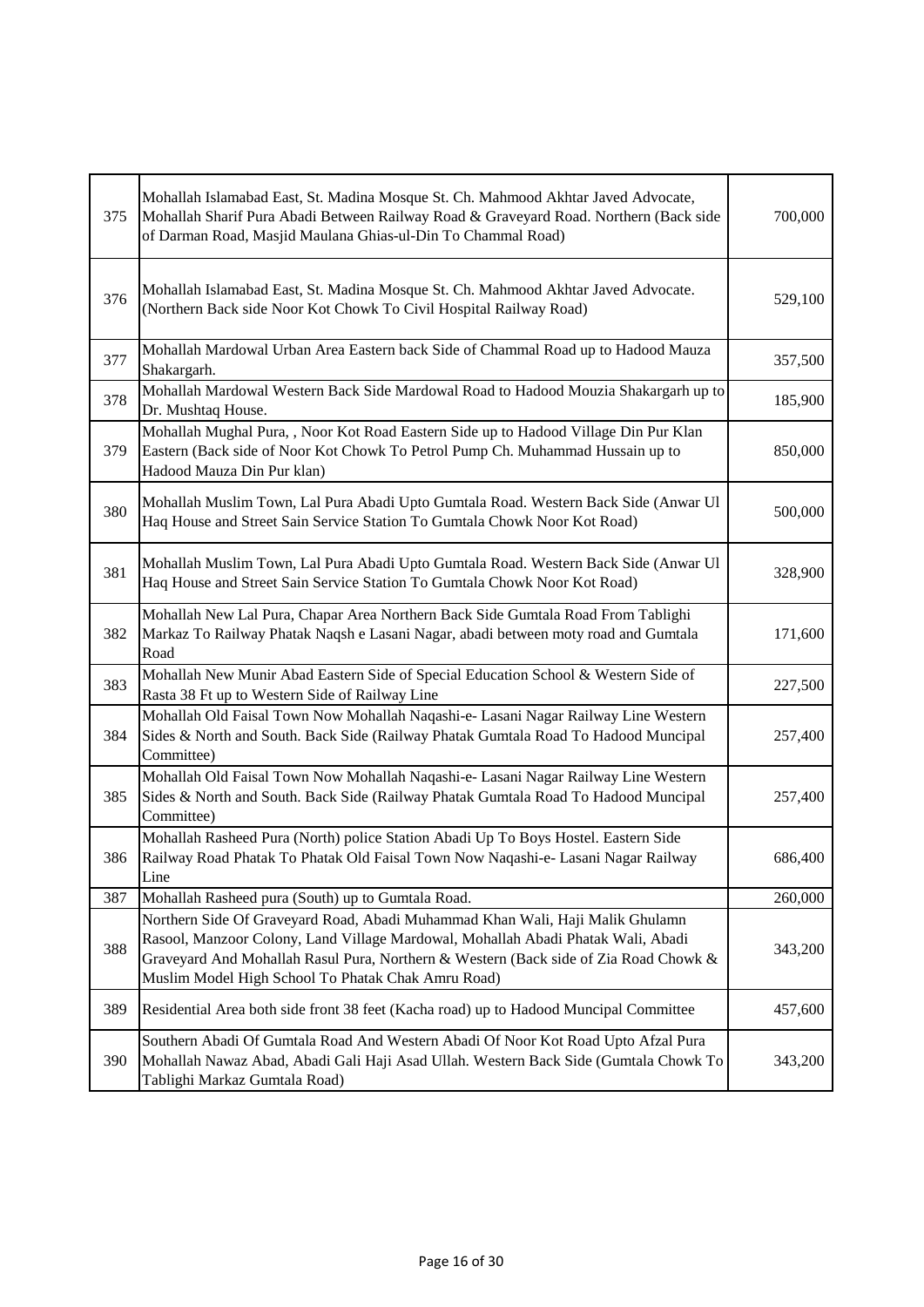| | | |
|---|---|---|
| 375 | Mohallah Islamabad East, St. Madina Mosque St. Ch. Mahmood Akhtar Javed Advocate, Mohallah Sharif Pura Abadi Between Railway Road & Graveyard Road. Northern (Back side of Darman Road, Masjid Maulana Ghias-ul-Din To Chammal Road) | 700,000 |
| 376 | Mohallah Islamabad East, St. Madina Mosque St. Ch. Mahmood Akhtar Javed Advocate. (Northern Back side Noor Kot Chowk To Civil Hospital Railway Road) | 529,100 |
| 377 | Mohallah Mardowal Urban Area Eastern back Side of Chammal Road up to Hadood Mauza Shakargarh. | 357,500 |
| 378 | Mohallah Mardowal Western Back Side Mardowal Road to Hadood Mouzia Shakargarh up to Dr. Mushtaq House. | 185,900 |
| 379 | Mohallah Mughal Pura, , Noor Kot Road Eastern Side up to Hadood Village Din Pur Klan Eastern (Back side of Noor Kot Chowk To Petrol Pump Ch. Muhammad Hussain up to Hadood Mauza Din Pur klan) | 850,000 |
| 380 | Mohallah Muslim Town, Lal Pura Abadi Upto Gumtala Road. Western Back Side (Anwar Ul Haq House and Street Sain Service Station To Gumtala Chowk Noor Kot Road) | 500,000 |
| 381 | Mohallah Muslim Town, Lal Pura Abadi Upto Gumtala Road. Western Back Side (Anwar Ul Haq House and Street Sain Service Station To Gumtala Chowk Noor Kot Road) | 328,900 |
| 382 | Mohallah New Lal Pura, Chapar Area Northern Back Side Gumtala Road From Tablighi Markaz To Railway Phatak Naqsh e Lasani Nagar, abadi between moty road and Gumtala Road | 171,600 |
| 383 | Mohallah New Munir Abad Eastern Side of Special Education School & Western Side of Rasta 38 Ft up to Western Side of Railway Line | 227,500 |
| 384 | Mohallah Old Faisal Town Now Mohallah Naqashi-e- Lasani Nagar Railway Line Western Sides & North and South. Back Side (Railway Phatak Gumtala Road To Hadood Muncipal Committee) | 257,400 |
| 385 | Mohallah Old Faisal Town Now Mohallah Naqashi-e- Lasani Nagar Railway Line Western Sides & North and South. Back Side (Railway Phatak Gumtala Road To Hadood Muncipal Committee) | 257,400 |
| 386 | Mohallah Rasheed Pura (North) police Station Abadi Up To Boys Hostel. Eastern Side Railway Road Phatak To Phatak Old Faisal Town Now Naqashi-e- Lasani Nagar Railway Line | 686,400 |
| 387 | Mohallah Rasheed pura (South) up to Gumtala Road. | 260,000 |
| 388 | Northern Side Of Graveyard Road, Abadi Muhammad Khan Wali, Haji Malik Ghulamn Rasool, Manzoor Colony, Land Village Mardowal, Mohallah Abadi Phatak Wali, Abadi Graveyard And Mohallah Rasul Pura, Northern & Western (Back side of Zia Road Chowk & Muslim Model High School To Phatak Chak Amru Road) | 343,200 |
| 389 | Residential Area both side front 38 feet (Kacha road) up to Hadood Muncipal Committee | 457,600 |
| 390 | Southern Abadi Of Gumtala Road And Western Abadi Of Noor Kot Road Upto Afzal Pura Mohallah Nawaz Abad, Abadi Gali Haji Asad Ullah. Western Back Side (Gumtala Chowk To Tablighi Markaz Gumtala Road) | 343,200 |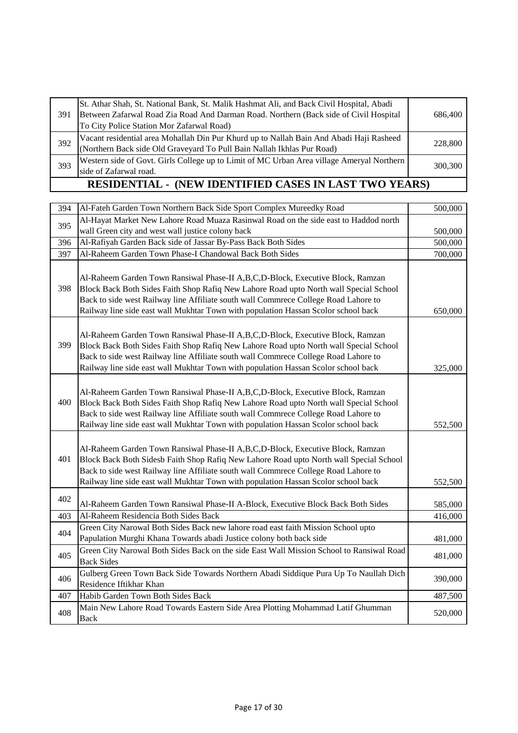| | | |
|---|---|---|
| 391 | St. Athar Shah, St. National Bank, St. Malik Hashmat Ali, and Back Civil Hospital, Abadi Between Zafarwal Road Zia Road And Darman Road. Northern (Back side of Civil Hospital To City Police Station Mor Zafarwal Road) | 686,400 |
| 392 | Vacant residential area Mohallah Din Pur Khurd up to Nallah Bain And Abadi Haji Rasheed (Northern Back side Old Graveyard To Pull Bain Nallah Ikhlas Pur Road) | 228,800 |
| 393 | Western side of Govt. Girls College up to Limit of MC Urban Area village Ameryal Northern side of Zafarwal road. | 300,300 |

## RESIDENTIAL - (NEW IDENTIFIED CASES IN LAST TWO YEARS)

| | | |
|---|---|---|
| 394 | Al-Fateh Garden Town Northern Back Side Sport Complex Mureedky Road | 500,000 |
| 395 | Al-Hayat Market New Lahore Road Muaza Rasinwal Road on the side east to Haddod north wall Green city and west wall justice colony back | 500,000 |
| 396 | Al-Rafiyah Garden Back side of Jassar By-Pass Back Both Sides | 500,000 |
| 397 | Al-Raheem Garden Town Phase-I Chandowal Back Both Sides | 700,000 |
| 398 | Al-Raheem Garden Town Ransiwal Phase-II A,B,C,D-Block, Executive Block, Ramzan Block Back Both Sides Faith Shop Rafiq New Lahore Road upto North wall Special School Back to side west Railway line Affiliate south wall Commrece College Road Lahore to Railway line side east wall Mukhtar Town with population Hassan Scolor school back | 650,000 |
| 399 | Al-Raheem Garden Town Ransiwal Phase-II A,B,C,D-Block, Executive Block, Ramzan Block Back Both Sides Faith Shop Rafiq New Lahore Road upto North wall Special School Back to side west Railway line Affiliate south wall Commrece College Road Lahore to Railway line side east wall Mukhtar Town with population Hassan Scolor school back | 325,000 |
| 400 | Al-Raheem Garden Town Ransiwal Phase-II A,B,C,D-Block, Executive Block, Ramzan Block Back Both Sides Faith Shop Rafiq New Lahore Road upto North wall Special School Back to side west Railway line Affiliate south wall Commrece College Road Lahore to Railway line side east wall Mukhtar Town with population Hassan Scolor school back | 552,500 |
| 401 | Al-Raheem Garden Town Ransiwal Phase-II A,B,C,D-Block, Executive Block, Ramzan Block Back Both Sidesb Faith Shop Rafiq New Lahore Road upto North wall Special School Back to side west Railway line Affiliate south wall Commrece College Road Lahore to Railway line side east wall Mukhtar Town with population Hassan Scolor school back | 552,500 |
| 402 | Al-Raheem Garden Town Ransiwal Phase-II A-Block, Executive Block Back Both Sides | 585,000 |
| 403 | Al-Raheem Residencia Both Sides Back | 416,000 |
| 404 | Green City Narowal Both Sides Back new lahore road east faith Mission School upto Papulation Murghi Khana Towards abadi Justice colony both back side | 481,000 |
| 405 | Green City Narowal Both Sides Back on the side East Wall Mission School to Ransiwal Road Back Sides | 481,000 |
| 406 | Gulberg Green Town Back Side Towards Northern Abadi Siddique Pura Up To Naullah Dich Residence Iftikhar Khan | 390,000 |
| 407 | Habib Garden Town Both Sides Back | 487,500 |
| 408 | Main New Lahore Road Towards Eastern Side Area Plotting Mohammad Latif Ghumman Back | 520,000 |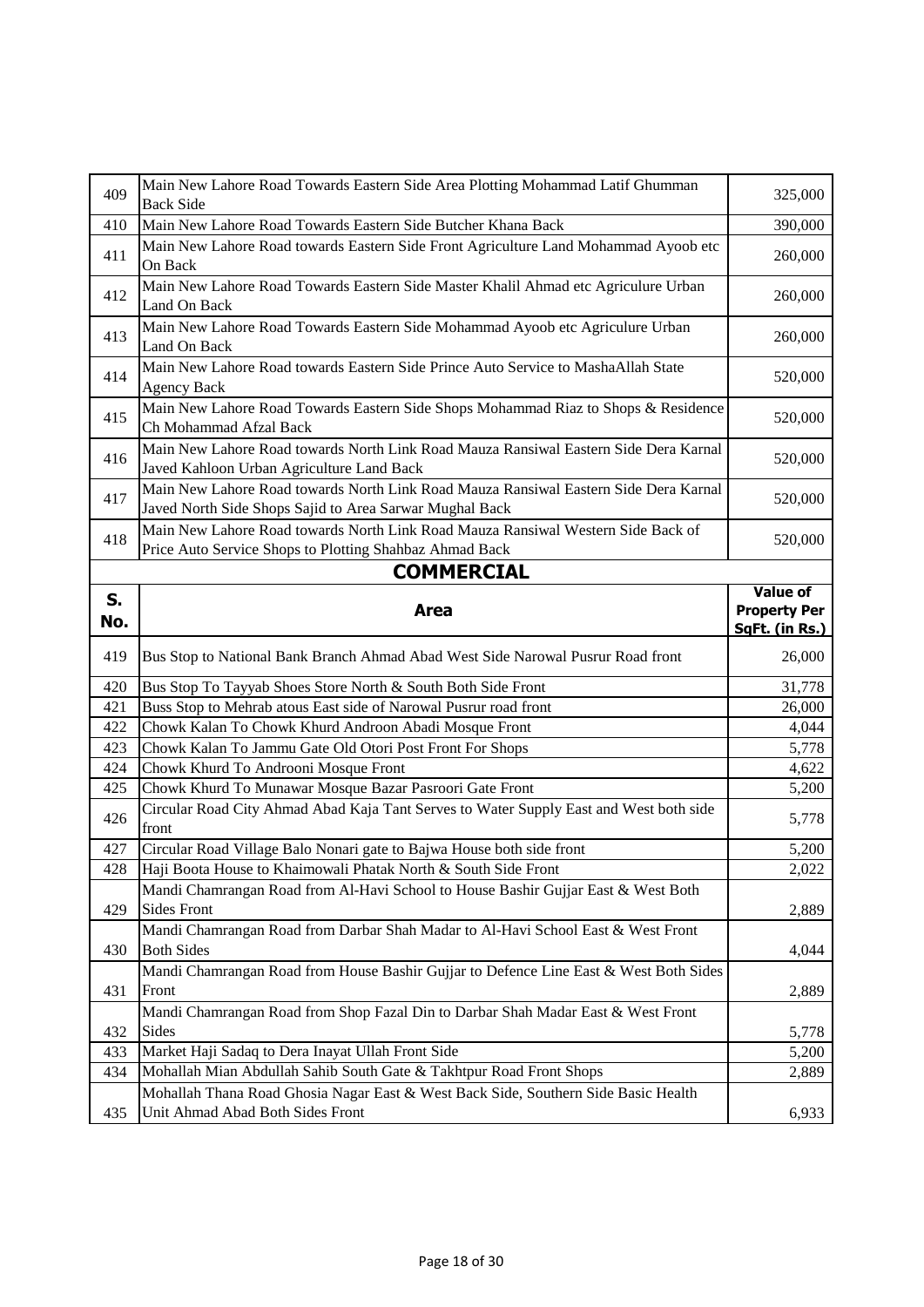| | | |
|---|---|---|
| 409 | Main New Lahore Road Towards Eastern Side Area Plotting Mohammad Latif Ghumman Back Side | 325,000 |
| 410 | Main New Lahore Road Towards Eastern Side Butcher Khana Back | 390,000 |
| 411 | Main New Lahore Road towards Eastern Side Front Agriculture Land Mohammad Ayoob etc On Back | 260,000 |
| 412 | Main New Lahore Road Towards Eastern Side Master Khalil Ahmad etc Agriculure Urban Land On Back | 260,000 |
| 413 | Main New Lahore Road Towards Eastern Side Mohammad Ayoob etc Agriculure Urban Land On Back | 260,000 |
| 414 | Main New Lahore Road towards Eastern Side Prince Auto Service to MashaAllah State Agency Back | 520,000 |
| 415 | Main New Lahore Road Towards Eastern Side Shops Mohammad Riaz to Shops & Residence Ch Mohammad Afzal Back | 520,000 |
| 416 | Main New Lahore Road towards North Link Road Mauza Ransiwal Eastern Side Dera Karnal Javed Kahloon Urban Agriculture Land Back | 520,000 |
| 417 | Main New Lahore Road towards North Link Road Mauza Ransiwal Eastern Side Dera Karnal Javed North Side Shops Sajid to Area Sarwar Mughal Back | 520,000 |
| 418 | Main New Lahore Road towards North Link Road Mauza Ransiwal Western Side Back of Price Auto Service Shops to Plotting Shahbaz Ahmad Back | 520,000 |

## COMMERCIAL

| S. No. | Area | Value of Property Per SqFt. (in Rs.) |
|---|---|---|
| 419 | Bus Stop to National Bank Branch Ahmad Abad West Side Narowal Pusrur Road front | 26,000 |
| 420 | Bus Stop To Tayyab Shoes Store North & South Both Side Front | 31,778 |
| 421 | Buss Stop to Mehrab atous East side of Narowal Pusrur road front | 26,000 |
| 422 | Chowk Kalan To Chowk Khurd Androon Abadi Mosque Front | 4,044 |
| 423 | Chowk Kalan To Jammu Gate Old Otori Post Front For Shops | 5,778 |
| 424 | Chowk Khurd To Androoni Mosque Front | 4,622 |
| 425 | Chowk Khurd To Munawar Mosque Bazar Pasroori Gate Front | 5,200 |
| 426 | Circular Road City Ahmad Abad Kaja Tant Serves to Water Supply East and West both side front | 5,778 |
| 427 | Circular Road Village Balo Nonari gate to Bajwa House both side front | 5,200 |
| 428 | Haji Boota House to Khaimowali Phatak North & South Side Front | 2,022 |
| 429 | Mandi Chamrangan Road from Al-Havi School to House Bashir Gujjar East & West Both Sides Front | 2,889 |
| 430 | Mandi Chamrangan Road from Darbar Shah Madar to Al-Havi School East & West Front Both Sides | 4,044 |
| 431 | Mandi Chamrangan Road from House Bashir Gujjar to Defence Line East & West Both Sides Front | 2,889 |
| 432 | Mandi Chamrangan Road from Shop Fazal Din to Darbar Shah Madar East & West Front Sides | 5,778 |
| 433 | Market Haji Sadaq to Dera Inayat Ullah Front Side | 5,200 |
| 434 | Mohallah Mian Abdullah Sahib South Gate & Takhtpur Road Front Shops | 2,889 |
| 435 | Mohallah Thana Road Ghosia Nagar East & West Back Side, Southern Side Basic Health Unit Ahmad Abad Both Sides Front | 6,933 |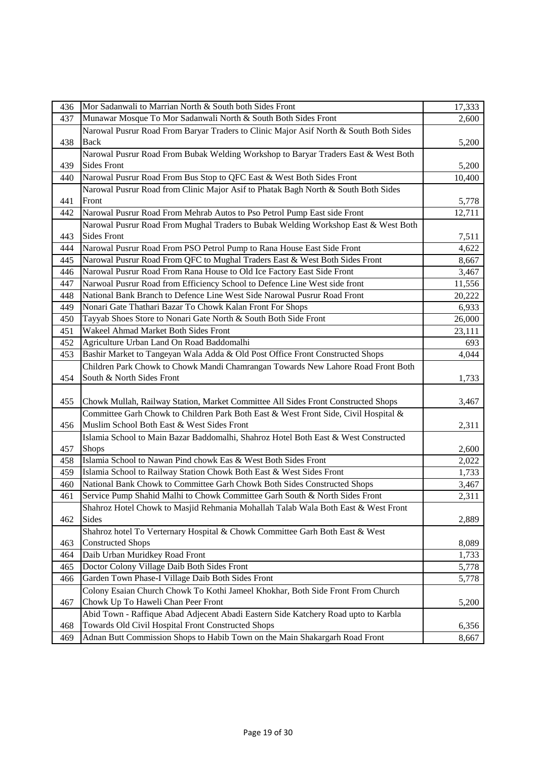| | | |
|---|---|---|
| 436 | Mor Sadanwali to Marrian North & South both Sides Front | 17,333 |
| 437 | Munawar Mosque To Mor Sadanwali North & South Both Sides Front | 2,600 |
| 438 | Narowal Pusrur Road From Baryar Traders to Clinic Major Asif North & South Both Sides Back | 5,200 |
| 439 | Narowal Pusrur Road From Bubak Welding Workshop to Baryar Traders East & West Both Sides Front | 5,200 |
| 440 | Narowal Pusrur Road From Bus Stop to QFC East & West Both Sides Front | 10,400 |
| 441 | Narowal Pusrur Road from Clinic Major Asif to Phatak Bagh North & South Both Sides Front | 5,778 |
| 442 | Narowal Pusrur Road From Mehrab Autos to Pso Petrol Pump East side Front | 12,711 |
| 443 | Narowal Pusrur Road From Mughal Traders to Bubak Welding Workshop East & West Both Sides Front | 7,511 |
| 444 | Narowal Pusrur Road From PSO Petrol Pump to Rana House East Side Front | 4,622 |
| 445 | Narowal Pusrur Road From QFC to Mughal Traders East & West Both Sides Front | 8,667 |
| 446 | Narowal Pusrur Road From Rana House to Old Ice Factory East Side Front | 3,467 |
| 447 | Narwoal Pusrur Road from Efficiency School to Defence Line West side front | 11,556 |
| 448 | National Bank Branch to Defence Line West Side Narowal Pusrur Road Front | 20,222 |
| 449 | Nonari Gate Thathari Bazar To Chowk Kalan Front For Shops | 6,933 |
| 450 | Tayyab Shoes Store to Nonari Gate North & South Both Side Front | 26,000 |
| 451 | Wakeel Ahmad Market Both Sides Front | 23,111 |
| 452 | Agriculture Urban Land On Road Baddomalhi | 693 |
| 453 | Bashir Market to Tangeyan Wala Adda & Old Post Office Front Constructed Shops | 4,044 |
| 454 | Children Park Chowk to Chowk Mandi Chamrangan Towards New Lahore Road Front Both South & North Sides Front | 1,733 |
| 455 | Chowk Mullah, Railway Station, Market Committee All Sides Front Constructed Shops | 3,467 |
| 456 | Committee Garh Chowk to Children Park Both East & West Front Side, Civil Hospital & Muslim School Both East & West Sides Front | 2,311 |
| 457 | Islamia School to Main Bazar Baddomalhi, Shahroz Hotel Both East & West Constructed Shops | 2,600 |
| 458 | Islamia School to Nawan Pind chowk Eas & West Both Sides Front | 2,022 |
| 459 | Islamia School to Railway Station Chowk Both East & West Sides Front | 1,733 |
| 460 | National Bank Chowk to Committee Garh Chowk Both Sides Constructed Shops | 3,467 |
| 461 | Service Pump Shahid Malhi to Chowk Committee Garh South & North Sides Front | 2,311 |
| 462 | Shahroz Hotel Chowk to Masjid Rehmania Mohallah Talab Wala Both East & West Front Sides | 2,889 |
| 463 | Shahroz hotel To Verternary Hospital & Chowk Committee Garh Both East & West Constructed Shops | 8,089 |
| 464 | Daib Urban Muridkey Road Front | 1,733 |
| 465 | Doctor Colony Village Daib Both Sides Front | 5,778 |
| 466 | Garden Town Phase-I Village Daib Both Sides Front | 5,778 |
| 467 | Colony Esaian Church Chowk To Kothi Jameel Khokhar, Both Side Front From Church Chowk Up To Haweli Chan Peer Front | 5,200 |
| 468 | Abid Town - Raffique Abad Adjecent Abadi Eastern Side Katchery Road upto to Karbla Towards Old Civil Hospital Front Constructed Shops | 6,356 |
| 469 | Adnan Butt Commission Shops to Habib Town on the Main Shakargarh Road Front | 8,667 |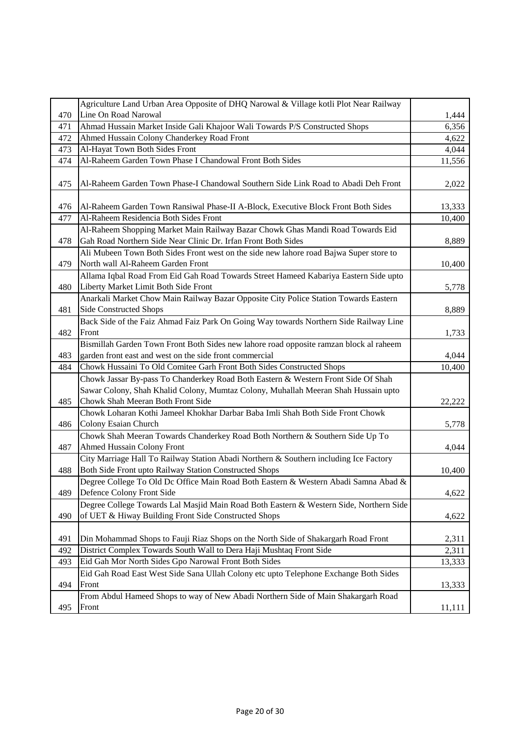| | | |
|---|---|---|
| 470 | Agriculture Land Urban Area Opposite of DHQ Narowal & Village kotli Plot Near Railway Line On Road Narowal | 1,444 |
| 471 | Ahmad Hussain Market Inside Gali Khajoor Wali Towards P/S Constructed Shops | 6,356 |
| 472 | Ahmed Hussain Colony Chanderkey Road Front | 4,622 |
| 473 | Al-Hayat Town Both Sides Front | 4,044 |
| 474 | Al-Raheem Garden Town Phase I Chandowal Front Both Sides | 11,556 |
| 475 | Al-Raheem Garden Town Phase-I Chandowal Southern Side Link Road to Abadi Deh Front | 2,022 |
| 476 | Al-Raheem Garden Town Ransiwal Phase-II A-Block, Executive Block Front Both Sides | 13,333 |
| 477 | Al-Raheem Residencia Both Sides Front | 10,400 |
| 478 | Al-Raheem Shopping Market Main Railway Bazar Chowk Ghas Mandi Road Towards Eid Gah Road Northern Side Near Clinic Dr. Irfan Front Both Sides | 8,889 |
| 479 | Ali Mubeen Town Both Sides Front west on the side new lahore road Bajwa Super store to North wall Al-Raheem Garden Front | 10,400 |
| 480 | Allama Iqbal Road From Eid Gah Road Towards Street Hameed Kabariya Eastern Side upto Liberty Market Limit Both Side Front | 5,778 |
| 481 | Anarkali Market Chow Main Railway Bazar Opposite City Police Station Towards Eastern Side Constructed Shops | 8,889 |
| 482 | Back Side of the Faiz Ahmad Faiz Park On Going Way towards Northern Side Railway Line Front | 1,733 |
| 483 | Bismillah Garden Town Front Both Sides new lahore road opposite ramzan block al raheem garden front east and west on the side front commercial | 4,044 |
| 484 | Chowk Hussaini To Old Comitee Garh Front Both Sides Constructed Shops | 10,400 |
| 485 | Chowk Jassar By-pass To Chanderkey Road Both Eastern & Western Front Side Of Shah Sawar Colony, Shah Khalid Colony, Mumtaz Colony, Muhallah Meeran Shah Hussain upto Chowk Shah Meeran Both Front Side | 22,222 |
| 486 | Chowk Loharan Kothi Jameel Khokhar Darbar Baba Imli Shah Both Side Front Chowk Colony Esaian Church | 5,778 |
| 487 | Chowk Shah Meeran Towards Chanderkey Road Both Northern & Southern Side Up To Ahmed Hussain Colony Front | 4,044 |
| 488 | City Marriage Hall To Railway Station Abadi Northern & Southern including Ice Factory Both Side Front upto Railway Station Constructed Shops | 10,400 |
| 489 | Degree College To Old Dc Office Main Road Both Eastern & Western Abadi Samna Abad & Defence Colony Front Side | 4,622 |
| 490 | Degree College Towards Lal Masjid Main Road Both Eastern & Western Side, Northern Side of UET & Hiway Building Front Side Constructed Shops | 4,622 |
| 491 | Din Mohammad Shops to Fauji Riaz Shops on the North Side of Shakargarh Road Front | 2,311 |
| 492 | District Complex Towards South Wall to Dera Haji Mushtaq Front Side | 2,311 |
| 493 | Eid Gah Mor North Sides Gpo Narowal Front Both Sides | 13,333 |
| 494 | Eid Gah Road East West Side Sana Ullah Colony etc upto Telephone Exchange Both Sides Front | 13,333 |
| 495 | From Abdul Hameed Shops to way of New Abadi Northern Side of Main Shakargarh Road Front | 11,111 |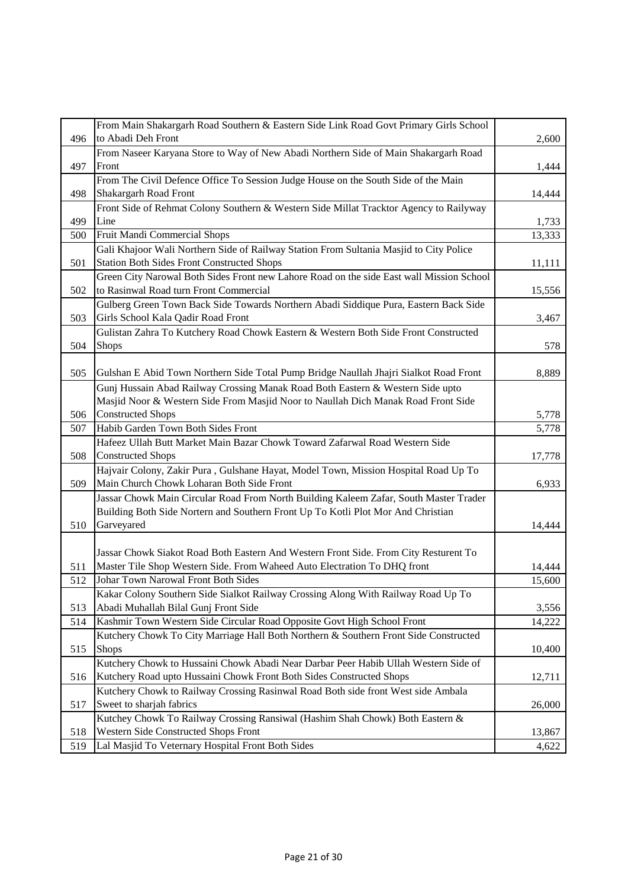| | | |
|---|---|---|
| 496 | From Main Shakargarh Road Southern & Eastern Side Link Road Govt Primary Girls School to Abadi Deh Front | 2,600 |
| 497 | From Naseer Karyana Store to Way of New Abadi Northern Side of Main Shakargarh Road Front | 1,444 |
| 498 | From The Civil Defence Office To Session Judge House on the South Side of the Main Shakargarh Road Front | 14,444 |
| 499 | Front Side of Rehmat Colony Southern & Western Side Millat Tracktor Agency to Railyway Line | 1,733 |
| 500 | Fruit Mandi Commercial Shops | 13,333 |
| 501 | Gali Khajoor Wali Northern Side of Railway Station From Sultania Masjid to City Police Station Both Sides Front Constructed Shops | 11,111 |
| 502 | Green City Narowal Both Sides Front new Lahore Road on the side East wall Mission School to Rasinwal Road turn Front Commercial | 15,556 |
| 503 | Gulberg Green Town Back Side Towards Northern Abadi Siddique Pura, Eastern Back Side Girls School Kala Qadir Road Front | 3,467 |
| 504 | Gulistan Zahra To Kutchery Road Chowk Eastern & Western Both Side Front Constructed Shops | 578 |
| 505 | Gulshan E Abid Town Northern Side Total Pump Bridge Naullah Jhajri Sialkot Road Front | 8,889 |
| 506 | Gunj Hussain Abad Railway Crossing Manak Road Both Eastern & Western Side upto Masjid Noor & Western Side From Masjid Noor to Naullah Dich Manak Road Front Side Constructed Shops | 5,778 |
| 507 | Habib Garden Town Both Sides Front | 5,778 |
| 508 | Hafeez Ullah Butt Market Main Bazar Chowk Toward Zafarwal Road Western Side Constructed Shops | 17,778 |
| 509 | Hajvair Colony, Zakir Pura , Gulshane Hayat, Model Town, Mission Hospital Road Up To Main Church Chowk Loharan Both Side Front | 6,933 |
| 510 | Jassar Chowk Main Circular Road From North Building Kaleem Zafar, South Master Trader Building Both Side Nortern and Southern Front Up To Kotli Plot Mor And Christian Garveyared | 14,444 |
| 511 | Jassar Chowk Siakot Road Both Eastern And Western Front Side. From City Resturent To Master Tile Shop Western Side. From Waheed Auto Electration To DHQ front | 14,444 |
| 512 | Johar Town Narowal Front Both Sides | 15,600 |
| 513 | Kakar Colony Southern Side Sialkot Railway Crossing Along With Railway Road Up To Abadi Muhallah Bilal Gunj Front Side | 3,556 |
| 514 | Kashmir Town Western Side Circular Road Opposite Govt High School Front | 14,222 |
| 515 | Kutchery Chowk To City Marriage Hall Both Northern & Southern Front Side Constructed Shops | 10,400 |
| 516 | Kutchery Chowk to Hussaini Chowk Abadi Near Darbar Peer Habib Ullah Western Side of Kutchery Road upto Hussaini Chowk Front Both Sides Constructed Shops | 12,711 |
| 517 | Kutchery Chowk to Railway Crossing Rasinwal Road Both side front West side Ambala Sweet to sharjah fabrics | 26,000 |
| 518 | Kutchey Chowk To Railway Crossing Ransiwal (Hashim Shah Chowk) Both Eastern & Western Side Constructed Shops Front | 13,867 |
| 519 | Lal Masjid To Veternary Hospital Front Both Sides | 4,622 |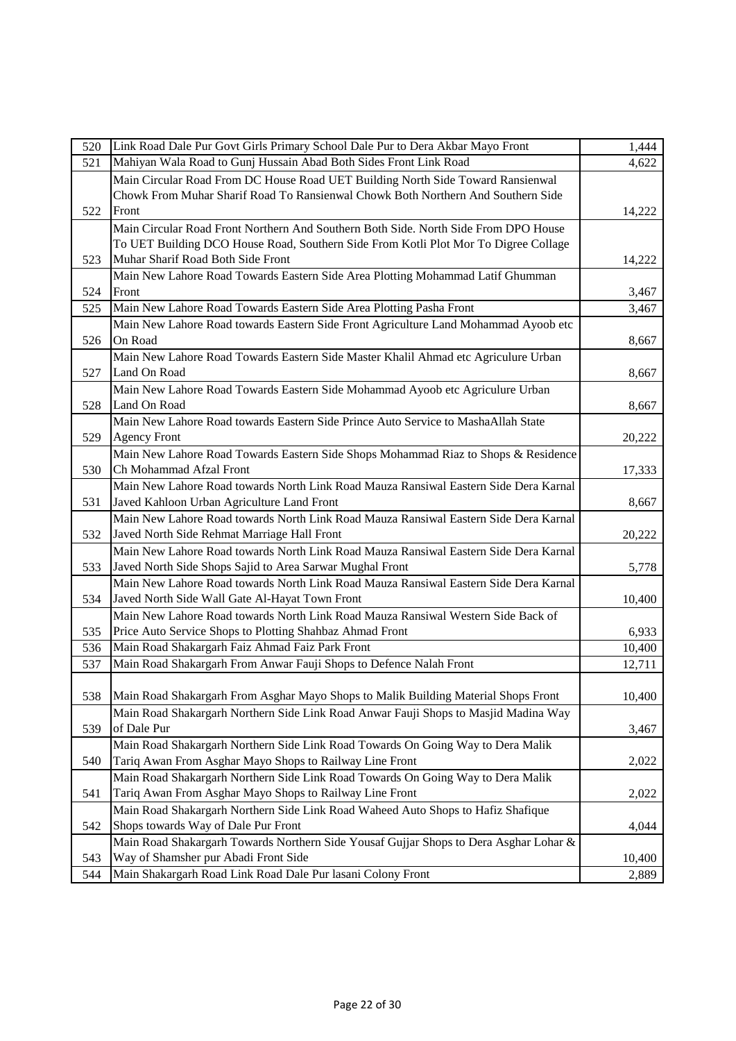| | | |
|---|---|---|
| 520 | Link Road Dale Pur Govt Girls Primary School Dale Pur to Dera Akbar Mayo Front | 1,444 |
| 521 | Mahiyan Wala Road to Gunj Hussain Abad Both Sides Front Link Road | 4,622 |
| 522 | Main Circular Road From DC House Road UET Building North Side Toward Ransienwal Chowk From Muhar Sharif Road To Ransienwal Chowk Both Northern And Southern Side Front | 14,222 |
| 523 | Main Circular Road Front Northern And Southern Both Side. North Side From DPO House To UET Building DCO House Road, Southern Side From Kotli Plot Mor To Digree Collage Muhar Sharif Road Both Side Front | 14,222 |
| 524 | Main New Lahore Road Towards Eastern Side Area Plotting Mohammad Latif Ghumman Front | 3,467 |
| 525 | Main New Lahore Road Towards Eastern Side Area Plotting Pasha Front | 3,467 |
| 526 | Main New Lahore Road towards Eastern Side Front Agriculture Land Mohammad Ayoob etc On Road | 8,667 |
| 527 | Main New Lahore Road Towards Eastern Side Master Khalil Ahmad etc Agriculure Urban Land On Road | 8,667 |
| 528 | Main New Lahore Road Towards Eastern Side Mohammad Ayoob etc Agriculure Urban Land On Road | 8,667 |
| 529 | Main New Lahore Road towards Eastern Side Prince Auto Service to MashaAllah State Agency Front | 20,222 |
| 530 | Main New Lahore Road Towards Eastern Side Shops Mohammad Riaz to Shops & Residence Ch Mohammad Afzal Front | 17,333 |
| 531 | Main New Lahore Road towards North Link Road Mauza Ransiwal Eastern Side Dera Karnal Javed Kahloon Urban Agriculture Land Front | 8,667 |
| 532 | Main New Lahore Road towards North Link Road Mauza Ransiwal Eastern Side Dera Karnal Javed North Side Rehmat Marriage Hall Front | 20,222 |
| 533 | Main New Lahore Road towards North Link Road Mauza Ransiwal Eastern Side Dera Karnal Javed North Side Shops Sajid to Area Sarwar Mughal Front | 5,778 |
| 534 | Main New Lahore Road towards North Link Road Mauza Ransiwal Eastern Side Dera Karnal Javed North Side Wall Gate Al-Hayat Town Front | 10,400 |
| 535 | Main New Lahore Road towards North Link Road Mauza Ransiwal Western Side Back of Price Auto Service Shops to Plotting Shahbaz Ahmad Front | 6,933 |
| 536 | Main Road Shakargarh Faiz Ahmad Faiz Park Front | 10,400 |
| 537 | Main Road Shakargarh From Anwar Fauji Shops to Defence Nalah Front | 12,711 |
| 538 | Main Road Shakargarh From Asghar Mayo Shops to Malik Building Material Shops Front | 10,400 |
| 539 | Main Road Shakargarh Northern Side Link Road Anwar Fauji Shops to Masjid Madina Way of Dale Pur | 3,467 |
| 540 | Main Road Shakargarh Northern Side Link Road Towards On Going Way to Dera Malik Tariq Awan From Asghar Mayo Shops to Railway Line Front | 2,022 |
| 541 | Main Road Shakargarh Northern Side Link Road Towards On Going Way to Dera Malik Tariq Awan From Asghar Mayo Shops to Railway Line Front | 2,022 |
| 542 | Main Road Shakargarh Northern Side Link Road Waheed Auto Shops to Hafiz Shafique Shops towards Way of Dale Pur Front | 4,044 |
| 543 | Main Road Shakargarh Towards Northern Side Yousaf Gujjar Shops to Dera Asghar Lohar & Way of Shamsher pur Abadi Front Side | 10,400 |
| 544 | Main Shakargarh Road Link Road Dale Pur lasani Colony Front | 2,889 |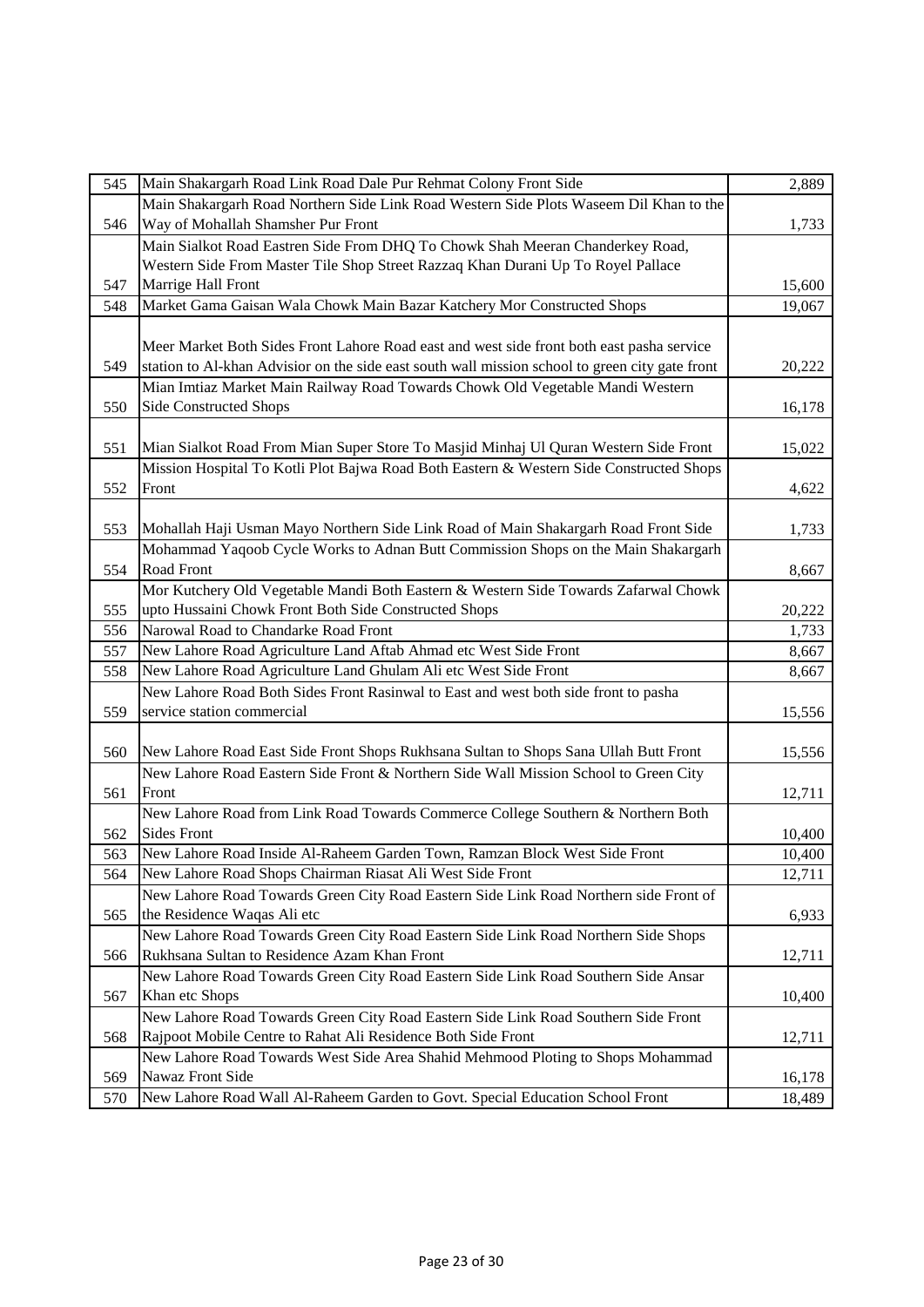| | | |
|---|---|---|
| 545 | Main Shakargarh Road Link Road Dale Pur Rehmat Colony Front Side | 2,889 |
| 546 | Main Shakargarh Road Northern Side Link Road Western Side Plots Waseem Dil Khan to the Way of Mohallah Shamsher Pur Front | 1,733 |
| 547 | Main Sialkot Road Eastren Side From DHQ To Chowk Shah Meeran Chanderkey Road, Western Side From Master Tile Shop Street Razzaq Khan Durani Up To Royel Pallace Marrige Hall Front | 15,600 |
| 548 | Market Gama Gaisan Wala Chowk Main Bazar Katchery Mor Constructed Shops | 19,067 |
| 549 | Meer Market Both Sides Front Lahore Road east and west side front both east pasha service station to Al-khan Advisior on the side east south wall mission school to green city gate front | 20,222 |
| 550 | Mian Imtiaz Market Main Railway Road Towards Chowk Old Vegetable Mandi Western Side Constructed Shops | 16,178 |
| 551 | Mian Sialkot Road From Mian Super Store To Masjid Minhaj Ul Quran Western Side Front | 15,022 |
| 552 | Mission Hospital To Kotli Plot Bajwa Road Both Eastern & Western Side Constructed Shops Front | 4,622 |
| 553 | Mohallah Haji Usman Mayo Northern Side Link Road of Main Shakargarh Road Front Side | 1,733 |
| 554 | Mohammad Yaqoob Cycle Works to Adnan Butt Commission Shops on the Main Shakargarh Road Front | 8,667 |
| 555 | Mor Kutchery Old Vegetable Mandi Both Eastern & Western Side Towards Zafarwal Chowk upto Hussaini Chowk Front Both Side Constructed Shops | 20,222 |
| 556 | Narowal Road to Chandarke Road Front | 1,733 |
| 557 | New Lahore Road Agriculture Land Aftab Ahmad etc West Side Front | 8,667 |
| 558 | New Lahore Road Agriculture Land Ghulam Ali etc West Side Front | 8,667 |
| 559 | New Lahore Road Both Sides Front Rasinwal to East and west both side front to pasha service station commercial | 15,556 |
| 560 | New Lahore Road East Side Front Shops Rukhsana Sultan to Shops Sana Ullah Butt Front | 15,556 |
| 561 | New Lahore Road Eastern Side Front & Northern Side Wall Mission School to Green City Front | 12,711 |
| 562 | New Lahore Road from Link Road Towards Commerce College Southern & Northern Both Sides Front | 10,400 |
| 563 | New Lahore Road Inside Al-Raheem Garden Town, Ramzan Block West Side Front | 10,400 |
| 564 | New Lahore Road Shops Chairman Riasat Ali West Side Front | 12,711 |
| 565 | New Lahore Road Towards Green City Road Eastern Side Link Road Northern side Front of the Residence Waqas Ali etc | 6,933 |
| 566 | New Lahore Road Towards Green City Road Eastern Side Link Road Northern Side Shops Rukhsana Sultan to Residence Azam Khan Front | 12,711 |
| 567 | New Lahore Road Towards Green City Road Eastern Side Link Road Southern Side Ansar Khan etc Shops | 10,400 |
| 568 | New Lahore Road Towards Green City Road Eastern Side Link Road Southern Side Front Rajpoot Mobile Centre to Rahat Ali Residence Both Side Front | 12,711 |
| 569 | New Lahore Road Towards West Side Area Shahid Mehmood Ploting to Shops Mohammad Nawaz Front Side | 16,178 |
| 570 | New Lahore Road Wall Al-Raheem Garden to Govt. Special Education School Front | 18,489 |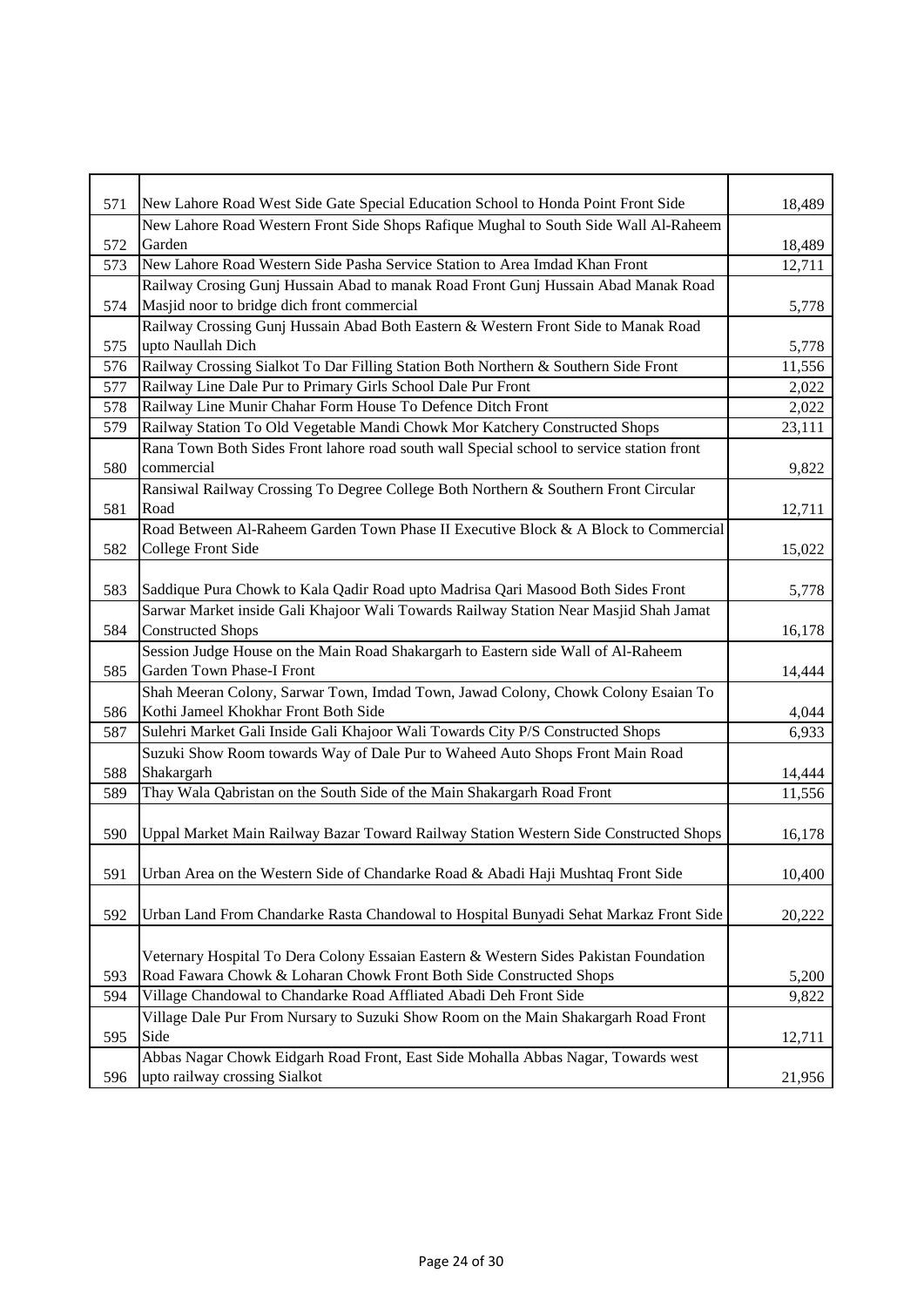| | | |
|---|---|---|
| 571 | New Lahore Road West Side Gate Special Education School to Honda Point Front Side | 18,489 |
| 572 | New Lahore Road Western Front Side Shops Rafique Mughal to South Side Wall Al-Raheem Garden | 18,489 |
| 573 | New Lahore Road Western Side Pasha Service Station to Area Imdad Khan Front | 12,711 |
| 574 | Railway Crosing Gunj Hussain Abad to manak Road Front Gunj Hussain Abad Manak Road Masjid noor to bridge dich front commercial | 5,778 |
| 575 | Railway Crossing Gunj Hussain Abad Both Eastern & Western Front Side to Manak Road upto Naullah Dich | 5,778 |
| 576 | Railway Crossing Sialkot To Dar Filling Station Both Northern & Southern Side Front | 11,556 |
| 577 | Railway Line Dale Pur to Primary Girls School Dale Pur Front | 2,022 |
| 578 | Railway Line Munir Chahar Form House To Defence Ditch Front | 2,022 |
| 579 | Railway Station To Old Vegetable Mandi Chowk Mor Katchery Constructed Shops | 23,111 |
| 580 | Rana Town Both Sides Front lahore road south wall Special school to service station front commercial | 9,822 |
| 581 | Ransiwal Railway Crossing To Degree College Both Northern & Southern Front Circular Road | 12,711 |
| 582 | Road Between Al-Raheem Garden Town Phase II Executive Block & A Block to Commercial College Front Side | 15,022 |
| 583 | Saddique Pura Chowk to Kala Qadir Road upto Madrisa Qari Masood Both Sides Front | 5,778 |
| 584 | Sarwar Market inside Gali Khajoor Wali Towards Railway Station Near Masjid Shah Jamat Constructed Shops | 16,178 |
| 585 | Session Judge House on the Main Road Shakargarh to Eastern side Wall of Al-Raheem Garden Town Phase-I Front | 14,444 |
| 586 | Shah Meeran Colony, Sarwar Town, Imdad Town, Jawad Colony, Chowk Colony Esaian To Kothi Jameel Khokhar Front Both Side | 4,044 |
| 587 | Sulehri Market Gali Inside Gali Khajoor Wali Towards City P/S Constructed Shops | 6,933 |
| 588 | Suzuki Show Room towards Way of Dale Pur to Waheed Auto Shops Front Main Road Shakargarh | 14,444 |
| 589 | Thay Wala Qabristan on the South Side of the Main Shakargarh Road Front | 11,556 |
| 590 | Uppal Market Main Railway Bazar Toward Railway Station Western Side Constructed Shops | 16,178 |
| 591 | Urban Area on the Western Side of Chandarke Road & Abadi Haji Mushtaq Front Side | 10,400 |
| 592 | Urban Land From Chandarke Rasta Chandowal to Hospital Bunyadi Sehat Markaz Front Side | 20,222 |
| 593 | Veternary Hospital To Dera Colony Essaian Eastern & Western Sides Pakistan Foundation Road Fawara Chowk & Loharan Chowk Front Both Side Constructed Shops | 5,200 |
| 594 | Village Chandowal to Chandarke Road Affliated Abadi Deh Front Side | 9,822 |
| 595 | Village Dale Pur From Nursary to Suzuki Show Room on the Main Shakargarh Road Front Side | 12,711 |
| 596 | Abbas Nagar Chowk Eidgarh Road Front, East Side Mohalla Abbas Nagar, Towards west upto railway crossing Sialkot | 21,956 |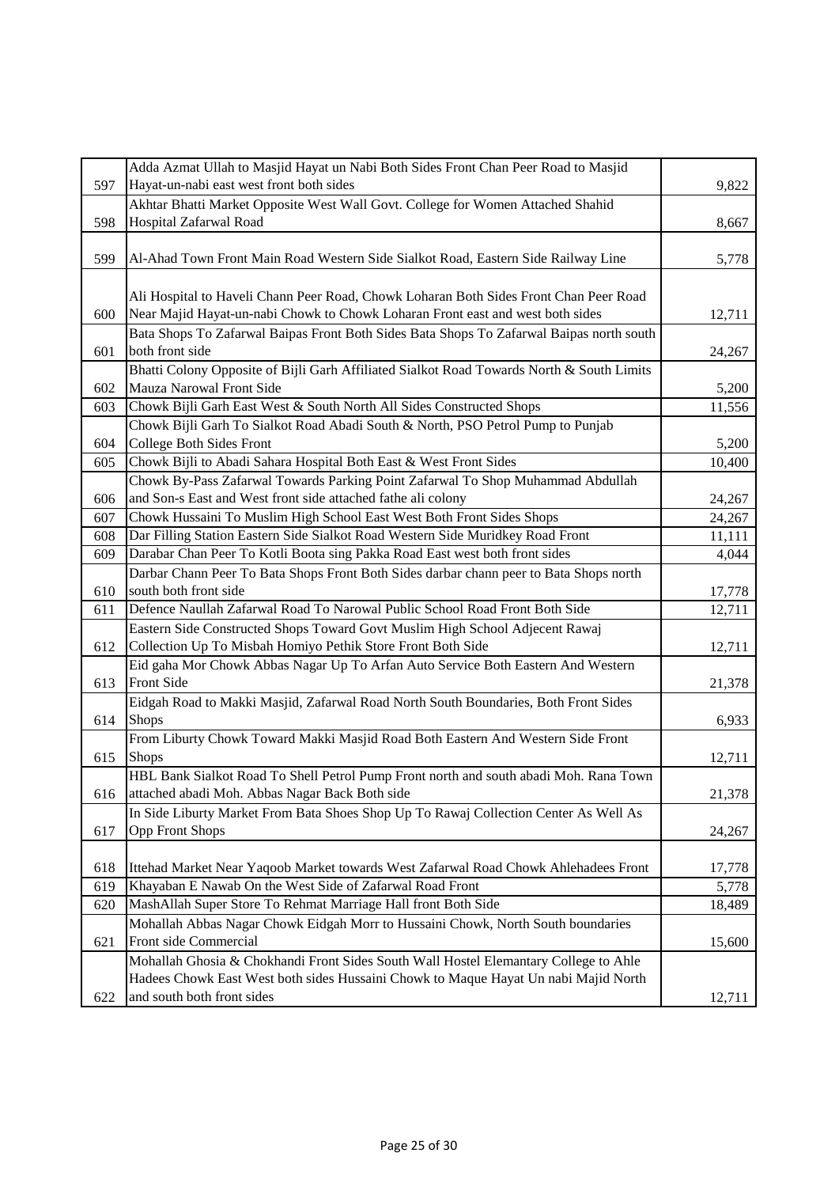| | | |
|---|---|---|
| 597 | Adda Azmat Ullah to Masjid Hayat un Nabi Both Sides Front Chan Peer Road to Masjid Hayat-un-nabi east west front both sides | 9,822 |
| 598 | Akhtar Bhatti Market Opposite West Wall Govt. College for Women Attached Shahid Hospital Zafarwal Road | 8,667 |
| 599 | Al-Ahad Town Front Main Road Western Side Sialkot Road, Eastern Side Railway Line | 5,778 |
| 600 | Ali Hospital to Haveli Chann Peer Road, Chowk Loharan Both Sides Front Chan Peer Road Near Majid Hayat-un-nabi Chowk to Chowk Loharan Front east and west both sides | 12,711 |
| 601 | Bata Shops To Zafarwal Baipas Front Both Sides Bata Shops To Zafarwal Baipas north south both front side | 24,267 |
| 602 | Bhatti Colony Opposite of Bijli Garh Affiliated Sialkot Road Towards North & South Limits Mauza Narowal Front Side | 5,200 |
| 603 | Chowk Bijli Garh East West & South North All Sides Constructed Shops | 11,556 |
| 604 | Chowk Bijli Garh To Sialkot Road Abadi South & North, PSO Petrol Pump to Punjab College Both Sides Front | 5,200 |
| 605 | Chowk Bijli to Abadi Sahara Hospital Both East & West Front Sides | 10,400 |
| 606 | Chowk By-Pass Zafarwal Towards Parking Point Zafarwal To Shop Muhammad Abdullah and Son-s East and West front side attached fathe ali colony | 24,267 |
| 607 | Chowk Hussaini To Muslim High School East West Both Front Sides Shops | 24,267 |
| 608 | Dar Filling Station Eastern Side Sialkot Road Western Side Muridkey Road Front | 11,111 |
| 609 | Darabar Chan Peer To Kotli Boota sing Pakka Road East west both front sides | 4,044 |
| 610 | Darbar Chann Peer To Bata Shops Front Both Sides darbar chann peer to Bata Shops north south both front side | 17,778 |
| 611 | Defence Naullah Zafarwal Road To Narowal Public School Road Front Both Side | 12,711 |
| 612 | Eastern Side Constructed Shops Toward Govt Muslim High School Adjecent Rawaj Collection Up To Misbah Homiyo Pethik Store Front Both Side | 12,711 |
| 613 | Eid gaha Mor Chowk Abbas Nagar Up To Arfan Auto Service Both Eastern And Western Front Side | 21,378 |
| 614 | Eidgah Road to Makki Masjid, Zafarwal Road North South Boundaries, Both Front Sides Shops | 6,933 |
| 615 | From Liburty Chowk Toward Makki Masjid Road Both Eastern And Western Side Front Shops | 12,711 |
| 616 | HBL Bank Sialkot Road To Shell Petrol Pump Front north and south abadi Moh. Rana Town attached abadi Moh. Abbas Nagar Back Both side | 21,378 |
| 617 | In Side Liburty Market From Bata Shoes Shop Up To Rawaj Collection Center As Well As Opp Front Shops | 24,267 |
| 618 | Ittehad Market Near Yaqoob Market towards West Zafarwal Road Chowk Ahlehadees Front | 17,778 |
| 619 | Khayaban E Nawab On the West Side of Zafarwal Road Front | 5,778 |
| 620 | MashAllah Super Store To Rehmat Marriage Hall front Both Side | 18,489 |
| 621 | Mohallah Abbas Nagar Chowk Eidgah Morr to Hussaini Chowk, North South boundaries Front side Commercial | 15,600 |
| 622 | Mohallah Ghosia & Chokhandi Front Sides South Wall Hostel Elemantary College to Ahle Hadees Chowk East West both sides Hussaini Chowk to Maque Hayat Un nabi Majid North and south both front sides | 12,711 |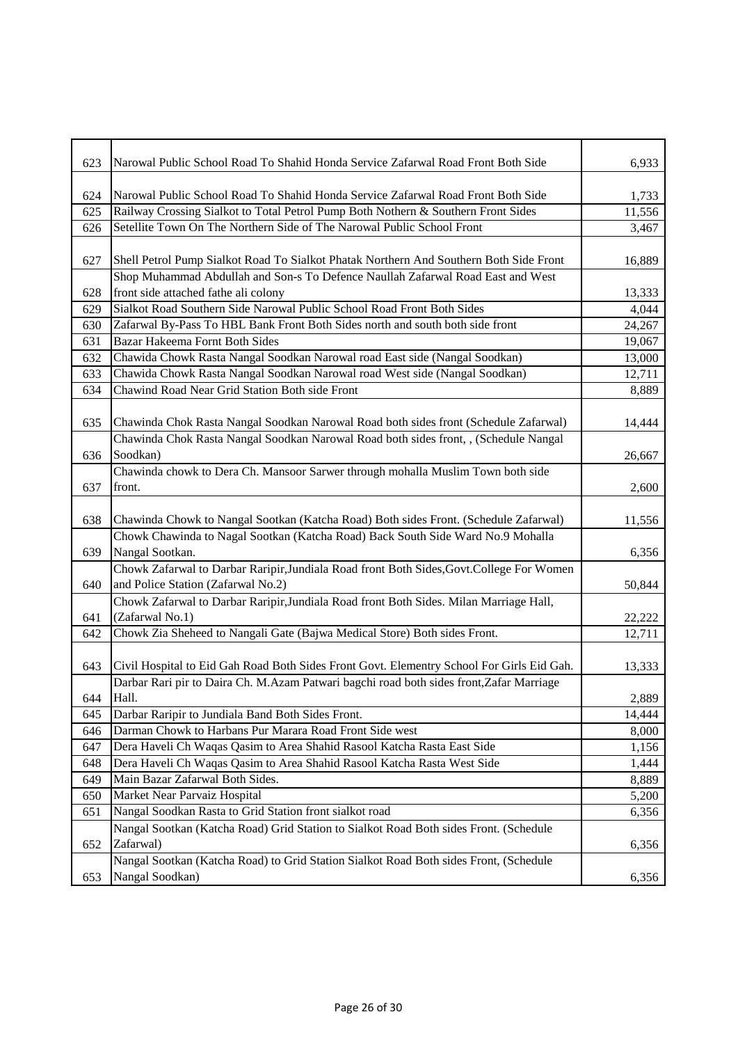| | | |
|---|---|---|
| 623 | Narowal Public School Road To Shahid Honda Service Zafarwal Road Front Both Side | 6,933 |
| 624 | Narowal Public School Road To Shahid Honda Service Zafarwal Road Front Both Side | 1,733 |
| 625 | Railway Crossing Sialkot to Total Petrol Pump Both Nothern & Southern Front Sides | 11,556 |
| 626 | Setellite Town On The Northern Side of The Narowal Public School Front | 3,467 |
| 627 | Shell Petrol Pump Sialkot Road To Sialkot Phatak Northern And Southern Both Side Front | 16,889 |
| 628 | Shop Muhammad Abdullah and Son-s To Defence Naullah Zafarwal Road East and West front side attached fathe ali colony | 13,333 |
| 629 | Sialkot Road Southern Side Narowal Public School Road Front Both Sides | 4,044 |
| 630 | Zafarwal By-Pass To HBL Bank Front Both Sides north and south both side front | 24,267 |
| 631 | Bazar Hakeema Fornt Both Sides | 19,067 |
| 632 | Chawida Chowk Rasta Nangal Soodkan Narowal road East side (Nangal Soodkan) | 13,000 |
| 633 | Chawida Chowk Rasta Nangal Soodkan Narowal road West side (Nangal Soodkan) | 12,711 |
| 634 | Chawind Road Near Grid Station Both side Front | 8,889 |
| 635 | Chawinda Chok Rasta Nangal Soodkan Narowal Road both sides front (Schedule Zafarwal) | 14,444 |
| 636 | Chawinda Chok Rasta Nangal Soodkan Narowal Road both sides front, , (Schedule Nangal Soodkan) | 26,667 |
| 637 | Chawinda chowk to Dera Ch. Mansoor Sarwer through mohalla Muslim Town both side front. | 2,600 |
| 638 | Chawinda Chowk to Nangal Sootkan (Katcha Road) Both sides Front. (Schedule Zafarwal) | 11,556 |
| 639 | Chowk Chawinda to Nagal Sootkan (Katcha Road) Back South Side Ward No.9 Mohalla Nangal Sootkan. | 6,356 |
| 640 | Chowk Zafarwal to Darbar Raripir,Jundiala Road front Both Sides,Govt.College For Women and Police Station (Zafarwal No.2) | 50,844 |
| 641 | Chowk Zafarwal to Darbar Raripir,Jundiala Road front Both Sides. Milan Marriage Hall, (Zafarwal No.1) | 22,222 |
| 642 | Chowk Zia Sheheed to Nangali Gate (Bajwa Medical Store) Both sides Front. | 12,711 |
| 643 | Civil Hospital to Eid Gah Road Both Sides Front Govt. Elementry School For Girls Eid Gah. | 13,333 |
| 644 | Darbar Rari pir to Daira Ch. M.Azam Patwari bagchi road both sides front,Zafar Marriage Hall. | 2,889 |
| 645 | Darbar Raripir to Jundiala Band Both Sides Front. | 14,444 |
| 646 | Darman Chowk to Harbans Pur Marara Road Front Side west | 8,000 |
| 647 | Dera Haveli Ch Waqas Qasim to Area Shahid Rasool Katcha Rasta East Side | 1,156 |
| 648 | Dera Haveli Ch Waqas Qasim to Area Shahid Rasool Katcha Rasta West Side | 1,444 |
| 649 | Main Bazar Zafarwal Both Sides. | 8,889 |
| 650 | Market Near Parvaiz Hospital | 5,200 |
| 651 | Nangal Soodkan Rasta to Grid Station front sialkot road | 6,356 |
| 652 | Nangal Sootkan (Katcha Road) Grid Station to Sialkot Road Both sides Front. (Schedule Zafarwal) | 6,356 |
| 653 | Nangal Sootkan (Katcha Road) to Grid Station Sialkot Road Both sides Front, (Schedule Nangal Soodkan) | 6,356 |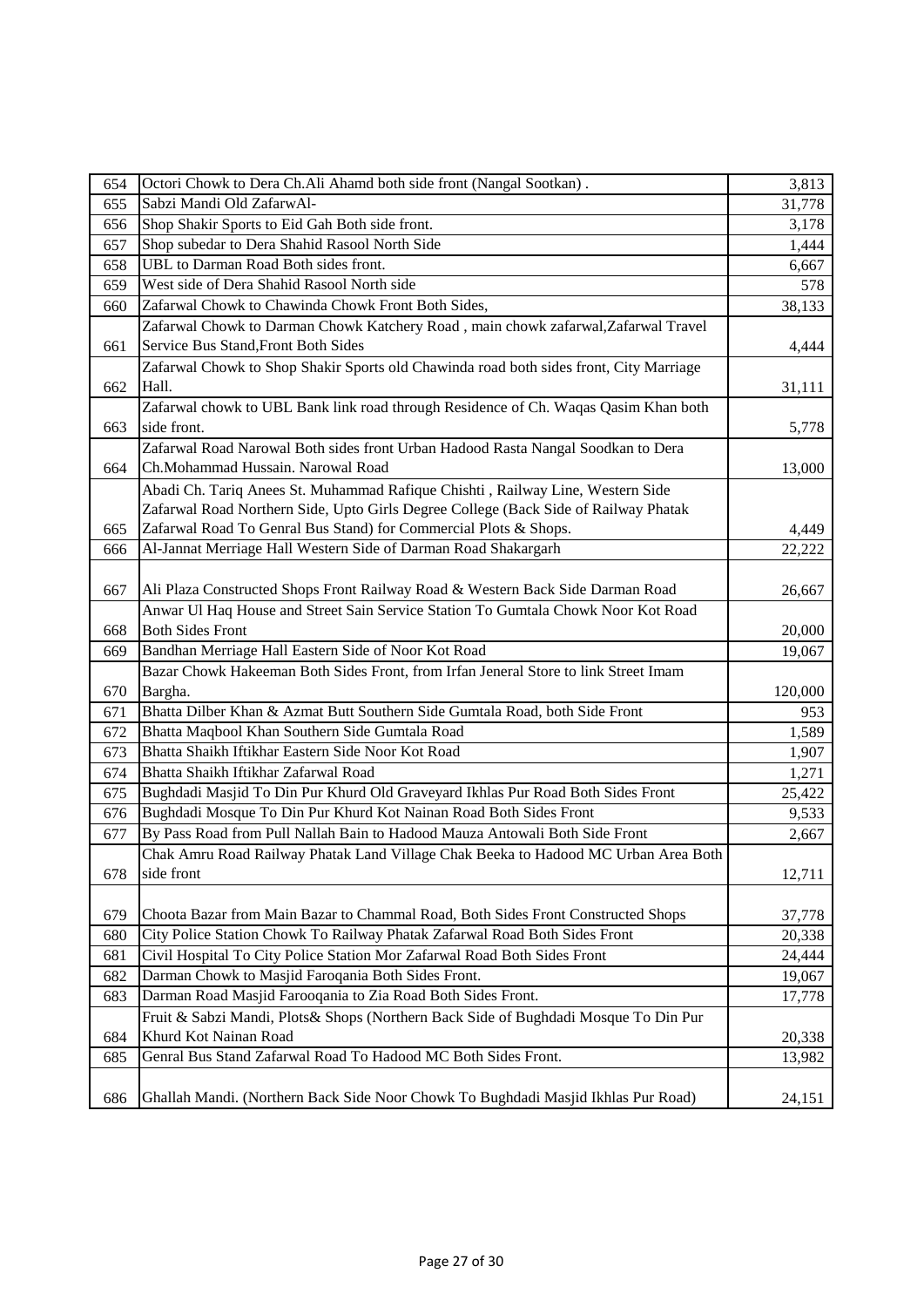| | | |
|---|---|---|
| 654 | Octori Chowk to Dera Ch.Ali Ahamd both side front (Nangal Sootkan) . | 3,813 |
| 655 | Sabzi Mandi Old ZafarwAl- | 31,778 |
| 656 | Shop Shakir Sports to Eid Gah Both side front. | 3,178 |
| 657 | Shop subedar to Dera Shahid Rasool North Side | 1,444 |
| 658 | UBL to Darman Road Both sides front. | 6,667 |
| 659 | West side of Dera Shahid Rasool North side | 578 |
| 660 | Zafarwal Chowk to Chawinda Chowk Front Both Sides, | 38,133 |
| 661 | Zafarwal Chowk to Darman Chowk Katchery Road , main chowk zafarwal,Zafarwal Travel Service Bus Stand,Front Both Sides | 4,444 |
| 662 | Zafarwal Chowk to Shop Shakir Sports old Chawinda road both sides front, City Marriage Hall. | 31,111 |
| 663 | Zafarwal chowk to UBL Bank link road through Residence of Ch. Waqas Qasim Khan both side front. | 5,778 |
| 664 | Zafarwal Road Narowal Both sides front Urban Hadood Rasta Nangal Soodkan to Dera Ch.Mohammad Hussain. Narowal Road | 13,000 |
| 665 | Abadi Ch. Tariq Anees St. Muhammad Rafique Chishti , Railway Line, Western Side Zafarwal Road Northern Side, Upto Girls Degree College (Back Side of Railway Phatak Zafarwal Road To Genral Bus Stand) for Commercial Plots & Shops. | 4,449 |
| 666 | Al-Jannat Merriage Hall Western Side of Darman Road Shakargarh | 22,222 |
| 667 | Ali Plaza Constructed Shops Front Railway Road & Western Back Side Darman Road | 26,667 |
| 668 | Anwar Ul Haq House and Street Sain Service Station To Gumtala Chowk Noor Kot Road Both Sides Front | 20,000 |
| 669 | Bandhan Merriage Hall Eastern Side of Noor Kot Road | 19,067 |
| 670 | Bazar Chowk Hakeeman Both Sides Front, from Irfan Jeneral Store to link Street Imam Bargha. | 120,000 |
| 671 | Bhatta Dilber Khan & Azmat Butt Southern Side Gumtala Road, both Side Front | 953 |
| 672 | Bhatta Maqbool Khan Southern Side Gumtala Road | 1,589 |
| 673 | Bhatta Shaikh Iftikhar Eastern Side Noor Kot Road | 1,907 |
| 674 | Bhatta Shaikh Iftikhar Zafarwal Road | 1,271 |
| 675 | Bughdadi Masjid To Din Pur Khurd Old Graveyard Ikhlas Pur Road Both Sides Front | 25,422 |
| 676 | Bughdadi Mosque To Din Pur Khurd Kot Nainan Road Both Sides Front | 9,533 |
| 677 | By Pass Road from Pull Nallah Bain to Hadood Mauza Antowali Both Side Front | 2,667 |
| 678 | Chak Amru Road Railway Phatak Land Village Chak Beeka to Hadood MC Urban Area Both side front | 12,711 |
| 679 | Choota Bazar from Main Bazar to Chammal Road, Both Sides Front Constructed Shops | 37,778 |
| 680 | City Police Station Chowk To Railway Phatak Zafarwal Road Both Sides Front | 20,338 |
| 681 | Civil Hospital To City Police Station Mor Zafarwal Road Both Sides Front | 24,444 |
| 682 | Darman Chowk to Masjid Faroqania Both Sides Front. | 19,067 |
| 683 | Darman Road Masjid Farooqania to Zia Road Both Sides Front. | 17,778 |
| 684 | Fruit & Sabzi Mandi, Plots& Shops (Northern Back Side of Bughdadi Mosque To Din Pur Khurd Kot Nainan Road | 20,338 |
| 685 | Genral Bus Stand Zafarwal Road To Hadood MC Both Sides Front. | 13,982 |
| 686 | Ghallah Mandi. (Northern Back Side Noor Chowk To Bughdadi Masjid Ikhlas Pur Road) | 24,151 |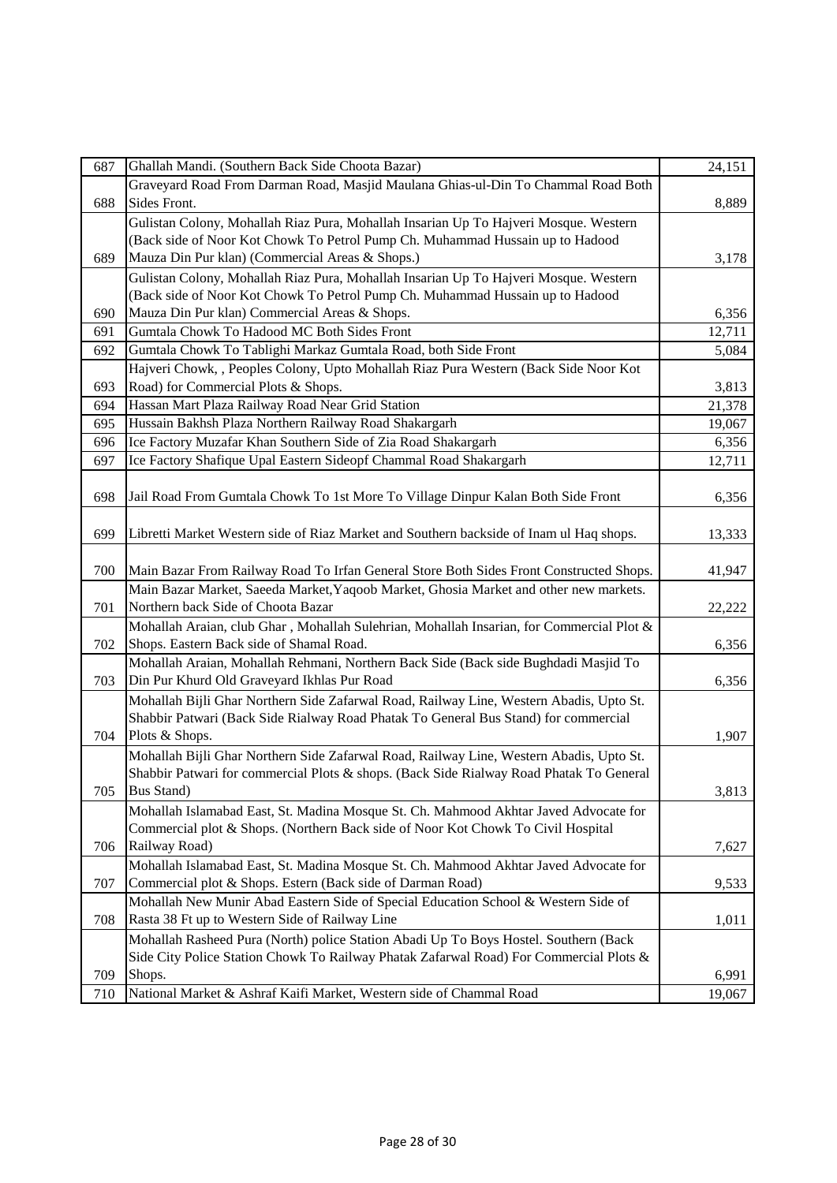| | | |
|---|---|---|
| 687 | Ghallah Mandi. (Southern Back Side Choota Bazar) | 24,151 |
| 688 | Graveyard Road From Darman Road, Masjid Maulana Ghias-ul-Din To Chammal Road Both Sides Front. | 8,889 |
| 689 | Gulistan Colony, Mohallah Riaz Pura, Mohallah Insarian Up To Hajveri Mosque. Western (Back side of Noor Kot Chowk To Petrol Pump Ch. Muhammad Hussain up to Hadood Mauza Din Pur klan) (Commercial Areas & Shops.) | 3,178 |
| 690 | Gulistan Colony, Mohallah Riaz Pura, Mohallah Insarian Up To Hajveri Mosque. Western (Back side of Noor Kot Chowk To Petrol Pump Ch. Muhammad Hussain up to Hadood Mauza Din Pur klan) Commercial Areas & Shops. | 6,356 |
| 691 | Gumtala Chowk To Hadood MC Both Sides Front | 12,711 |
| 692 | Gumtala Chowk To Tablighi Markaz Gumtala Road, both Side Front | 5,084 |
| 693 | Hajveri Chowk, , Peoples Colony, Upto Mohallah Riaz Pura Western (Back Side Noor Kot Road) for Commercial Plots & Shops. | 3,813 |
| 694 | Hassan Mart Plaza Railway Road Near Grid Station | 21,378 |
| 695 | Hussain Bakhsh Plaza Northern Railway Road Shakargarh | 19,067 |
| 696 | Ice Factory Muzafar Khan Southern Side of Zia Road Shakargarh | 6,356 |
| 697 | Ice Factory Shafique Upal Eastern Sideopf Chammal Road Shakargarh | 12,711 |
| 698 | Jail Road From Gumtala Chowk To 1st More To Village Dinpur Kalan Both Side Front | 6,356 |
| 699 | Libretti Market Western side of Riaz Market and Southern backside of Inam ul Haq shops. | 13,333 |
| 700 | Main Bazar From Railway Road To Irfan General Store Both Sides Front Constructed Shops. | 41,947 |
| 701 | Main Bazar Market, Saeeda Market,Yaqoob Market, Ghosia Market and other new markets. Northern back Side of Choota Bazar | 22,222 |
| 702 | Mohallah Araian, club Ghar , Mohallah Sulehrian, Mohallah Insarian, for Commercial Plot & Shops. Eastern Back side of Shamal Road. | 6,356 |
| 703 | Mohallah Araian, Mohallah Rehmani, Northern Back Side (Back side Bughdadi Masjid To Din Pur Khurd Old Graveyard Ikhlas Pur Road | 6,356 |
| 704 | Mohallah Bijli Ghar Northern Side Zafarwal Road, Railway Line, Western Abadis, Upto St. Shabbir Patwari (Back Side Rialway Road Phatak To General Bus Stand) for commercial Plots & Shops. | 1,907 |
| 705 | Mohallah Bijli Ghar Northern Side Zafarwal Road, Railway Line, Western Abadis, Upto St. Shabbir Patwari for commercial Plots & shops. (Back Side Rialway Road Phatak To General Bus Stand) | 3,813 |
| 706 | Mohallah Islamabad East, St. Madina Mosque St. Ch. Mahmood Akhtar Javed Advocate for Commercial plot & Shops. (Northern Back side of Noor Kot Chowk To Civil Hospital Railway Road) | 7,627 |
| 707 | Mohallah Islamabad East, St. Madina Mosque St. Ch. Mahmood Akhtar Javed Advocate for Commercial plot & Shops. Estern (Back side of Darman Road) | 9,533 |
| 708 | Mohallah New Munir Abad Eastern Side of Special Education School & Western Side of Rasta 38 Ft up to Western Side of Railway Line | 1,011 |
| 709 | Mohallah Rasheed Pura (North) police Station Abadi Up To Boys Hostel. Southern (Back Side City Police Station Chowk To Railway Phatak Zafarwal Road) For Commercial Plots & Shops. | 6,991 |
| 710 | National Market & Ashraf Kaifi Market, Western side of Chammal Road | 19,067 |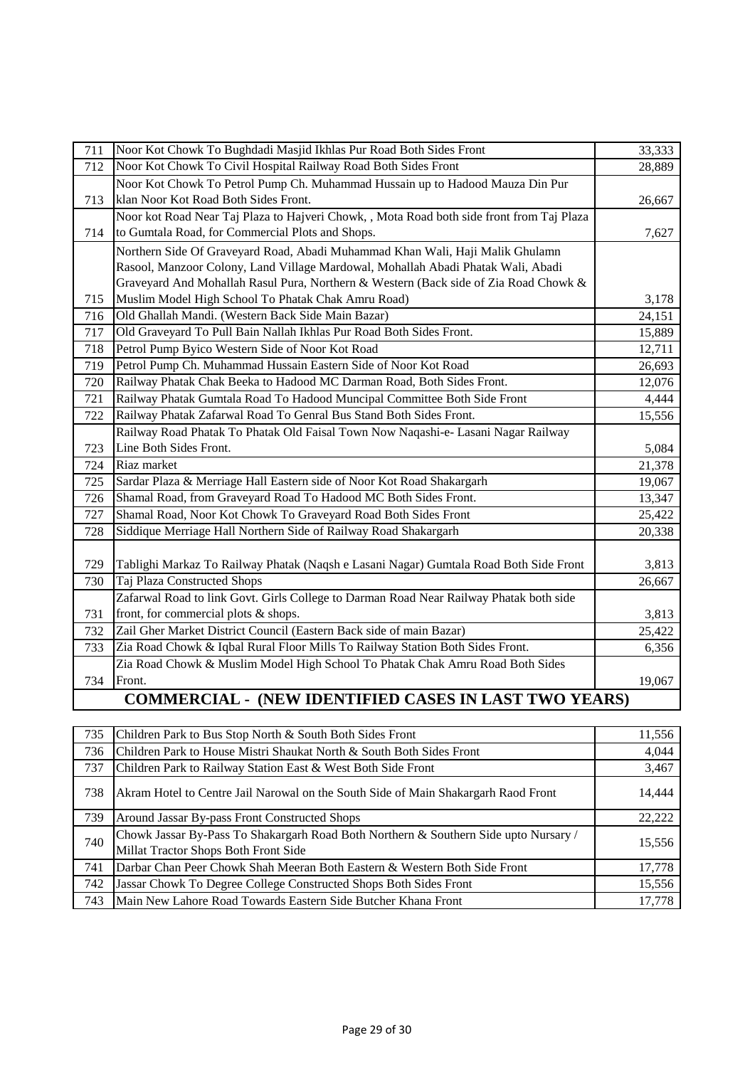| | | |
|---|---|---|
| 711 | Noor Kot Chowk To Bughdadi Masjid Ikhlas Pur Road Both Sides Front | 33,333 |
| 712 | Noor Kot Chowk To Civil Hospital Railway Road Both Sides Front | 28,889 |
| 713 | Noor Kot Chowk To Petrol Pump Ch. Muhammad Hussain up to Hadood Mauza Din Pur klan Noor Kot Road Both Sides Front. | 26,667 |
| 714 | Noor kot Road Near Taj Plaza to Hajveri Chowk, , Mota Road both side front from Taj Plaza to Gumtala Road, for Commercial Plots and Shops. | 7,627 |
| 715 | Northern Side Of Graveyard Road, Abadi Muhammad Khan Wali, Haji Malik Ghulamn Rasool, Manzoor Colony, Land Village Mardowal, Mohallah Abadi Phatak Wali, Abadi Graveyard And Mohallah Rasul Pura, Northern & Western (Back side of Zia Road Chowk & Muslim Model High School To Phatak Chak Amru Road) | 3,178 |
| 716 | Old Ghallah Mandi. (Western Back Side Main Bazar) | 24,151 |
| 717 | Old Graveyard To Pull Bain Nallah Ikhlas Pur Road Both Sides Front. | 15,889 |
| 718 | Petrol Pump Byico Western Side of Noor Kot Road | 12,711 |
| 719 | Petrol Pump Ch. Muhammad Hussain Eastern Side of Noor Kot Road | 26,693 |
| 720 | Railway Phatak Chak Beeka to Hadood MC Darman Road, Both Sides Front. | 12,076 |
| 721 | Railway Phatak Gumtala Road To Hadood Muncipal Committee Both Side Front | 4,444 |
| 722 | Railway Phatak Zafarwal Road To Genral Bus Stand Both Sides Front. | 15,556 |
| 723 | Railway Road Phatak To Phatak Old Faisal Town Now Naqashi-e- Lasani Nagar Railway Line Both Sides Front. | 5,084 |
| 724 | Riaz market | 21,378 |
| 725 | Sardar Plaza & Merriage Hall Eastern side of Noor Kot Road Shakargarh | 19,067 |
| 726 | Shamal Road, from Graveyard Road To Hadood MC Both Sides Front. | 13,347 |
| 727 | Shamal Road, Noor Kot Chowk To Graveyard Road Both Sides Front | 25,422 |
| 728 | Siddique Merriage Hall Northern Side of Railway Road Shakargarh | 20,338 |
| 729 | Tablighi Markaz To Railway Phatak (Naqsh e Lasani Nagar) Gumtala Road Both Side Front | 3,813 |
| 730 | Taj Plaza Constructed Shops | 26,667 |
| 731 | Zafarwal Road to link Govt. Girls College to Darman Road Near Railway Phatak both side front, for commercial plots & shops. | 3,813 |
| 732 | Zail Gher Market District Council (Eastern Back side of main Bazar) | 25,422 |
| 733 | Zia Road Chowk & Iqbal Rural Floor Mills To Railway Station Both Sides Front. | 6,356 |
| 734 | Zia Road Chowk & Muslim Model High School To Phatak Chak Amru Road Both Sides Front. | 19,067 |

## COMMERCIAL - (NEW IDENTIFIED CASES IN LAST TWO YEARS)

| | | |
|---|---|---|
| 735 | Children Park to Bus Stop North & South Both Sides Front | 11,556 |
| 736 | Children Park to House Mistri Shaukat North & South Both Sides Front | 4,044 |
| 737 | Children Park to Railway Station East & West Both Side Front | 3,467 |
| 738 | Akram Hotel to Centre Jail Narowal on the South Side of Main Shakargarh Raod Front | 14,444 |
| 739 | Around Jassar By-pass Front Constructed Shops | 22,222 |
| 740 | Chowk Jassar By-Pass To Shakargarh Road Both Northern & Southern Side upto Nursary / Millat Tractor Shops Both Front Side | 15,556 |
| 741 | Darbar Chan Peer Chowk Shah Meeran Both Eastern & Western Both Side Front | 17,778 |
| 742 | Jassar Chowk To Degree College Constructed Shops Both Sides Front | 15,556 |
| 743 | Main New Lahore Road Towards Eastern Side Butcher Khana Front | 17,778 |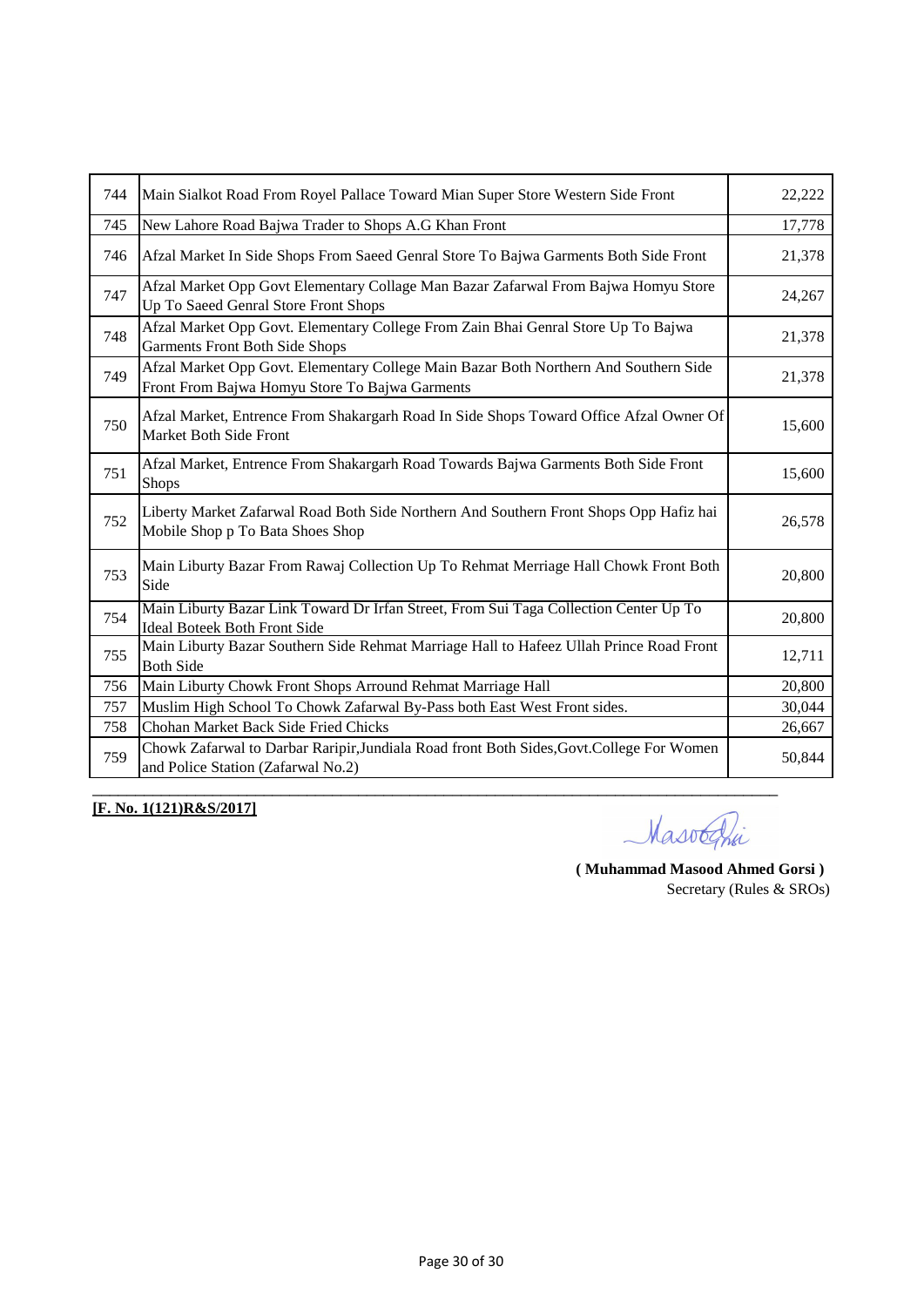| | | |
|---|---|---|
| 744 | Main Sialkot Road From Royel Pallace Toward Mian Super Store Western Side Front | 22,222 |
| 745 | New Lahore Road Bajwa Trader to Shops A.G Khan Front | 17,778 |
| 746 | Afzal Market In Side Shops From Saeed Genral Store To Bajwa Garments Both Side Front | 21,378 |
| 747 | Afzal Market Opp Govt Elementary Collage Man Bazar Zafarwal From Bajwa Homyu Store Up To Saeed Genral Store Front Shops | 24,267 |
| 748 | Afzal Market Opp Govt. Elementary College From Zain Bhai Genral Store Up To Bajwa Garments Front Both Side Shops | 21,378 |
| 749 | Afzal Market Opp Govt. Elementary College Main Bazar Both Northern And Southern Side Front From Bajwa Homyu Store To Bajwa Garments | 21,378 |
| 750 | Afzal Market, Entrence From Shakargarh Road In Side Shops Toward Office Afzal Owner Of Market Both Side Front | 15,600 |
| 751 | Afzal Market, Entrence From Shakargarh Road Towards Bajwa Garments Both Side Front Shops | 15,600 |
| 752 | Liberty Market Zafarwal Road Both Side Northern And Southern Front Shops Opp Hafiz hai Mobile Shop p To Bata Shoes Shop | 26,578 |
| 753 | Main Liburty Bazar From Rawaj Collection Up To Rehmat Merriage Hall Chowk Front Both Side | 20,800 |
| 754 | Main Liburty Bazar Link Toward Dr Irfan Street, From Sui Taga Collection Center Up To Ideal Boteek Both Front Side | 20,800 |
| 755 | Main Liburty Bazar Southern Side Rehmat Marriage Hall to Hafeez Ullah Prince Road Front Both Side | 12,711 |
| 756 | Main Liburty Chowk Front Shops Arround Rehmat Marriage Hall | 20,800 |
| 757 | Muslim High School To Chowk Zafarwal By-Pass both East West Front sides. | 30,044 |
| 758 | Chohan Market Back Side Fried Chicks | 26,667 |
| 759 | Chowk Zafarwal to Darbar Raripir,Jundiala Road front Both Sides,Govt.College For Women and Police Station (Zafarwal No.2) | 50,844 |

**[F. No. 1(121)R&S/2017]**

**( Muhammad Masood Ahmed Gorsi )**
Secretary (Rules & SROs)